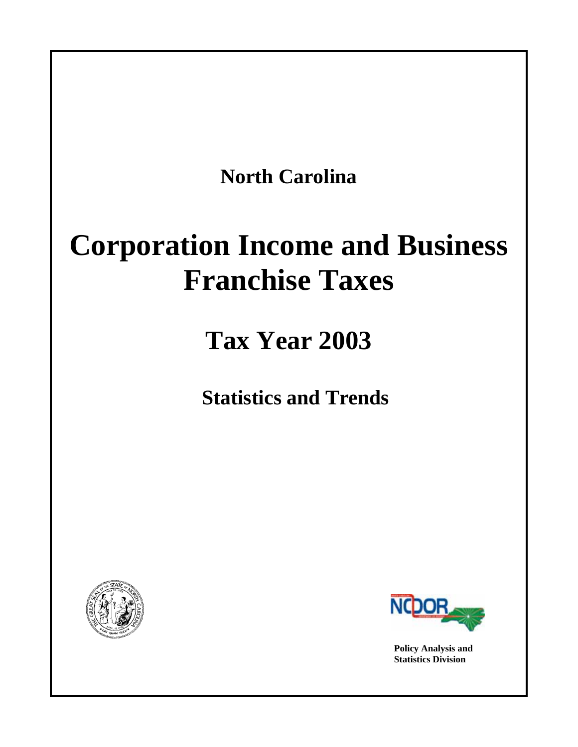# North Carolina

# Corporation Income and Business Franchise Taxes

## Tax Year 2003

### Statistics and Trends

**Policy Analysis and Statistics Division**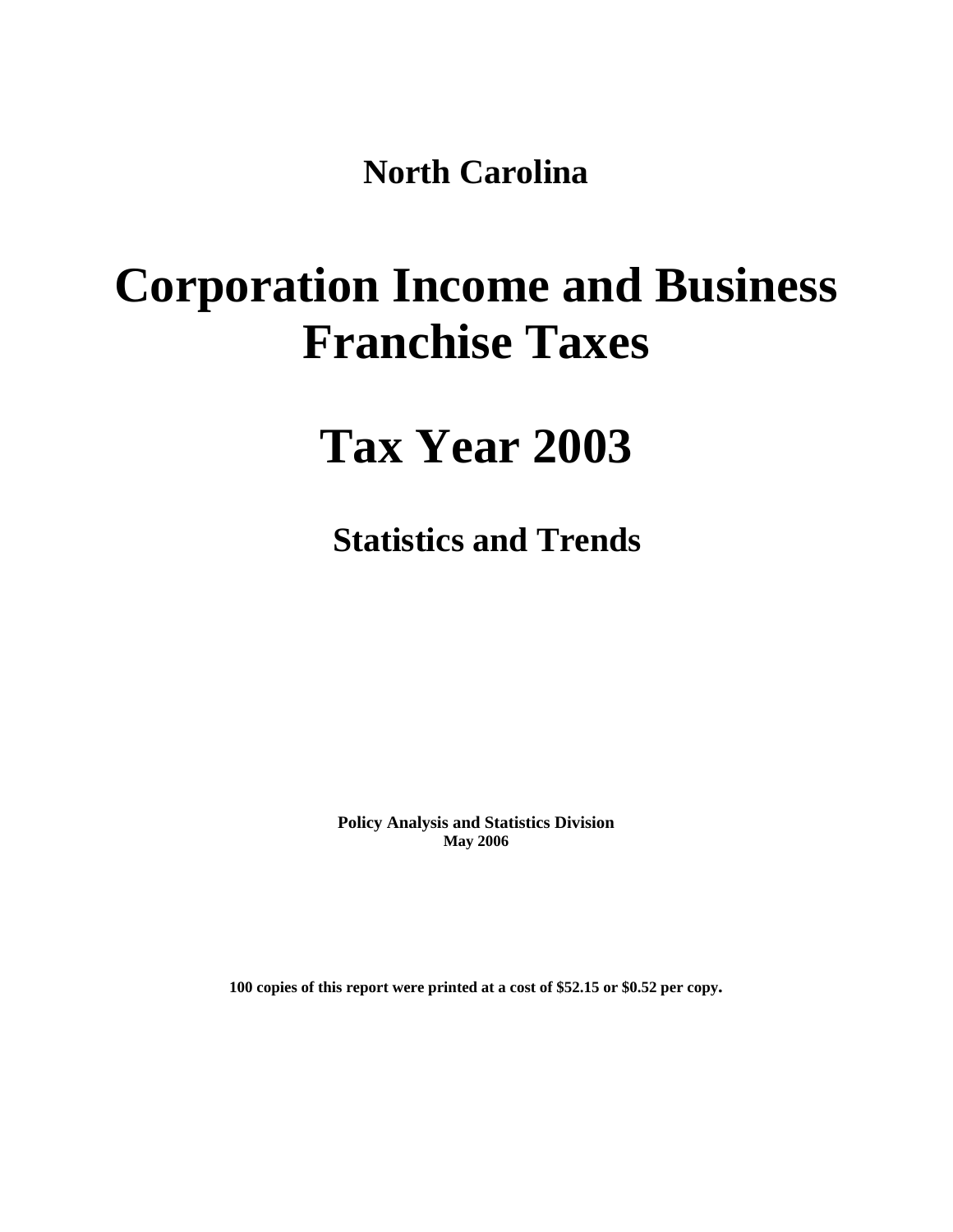**North Carolina**

# Corporation Income and Business Franchise Taxes

# Tax Year 2003

## Statistics and Trends

**Policy Analysis and Statistics Division**
**May 2006**

**100 copies of this report were printed at a cost of $52.15 or $0.52 per copy.**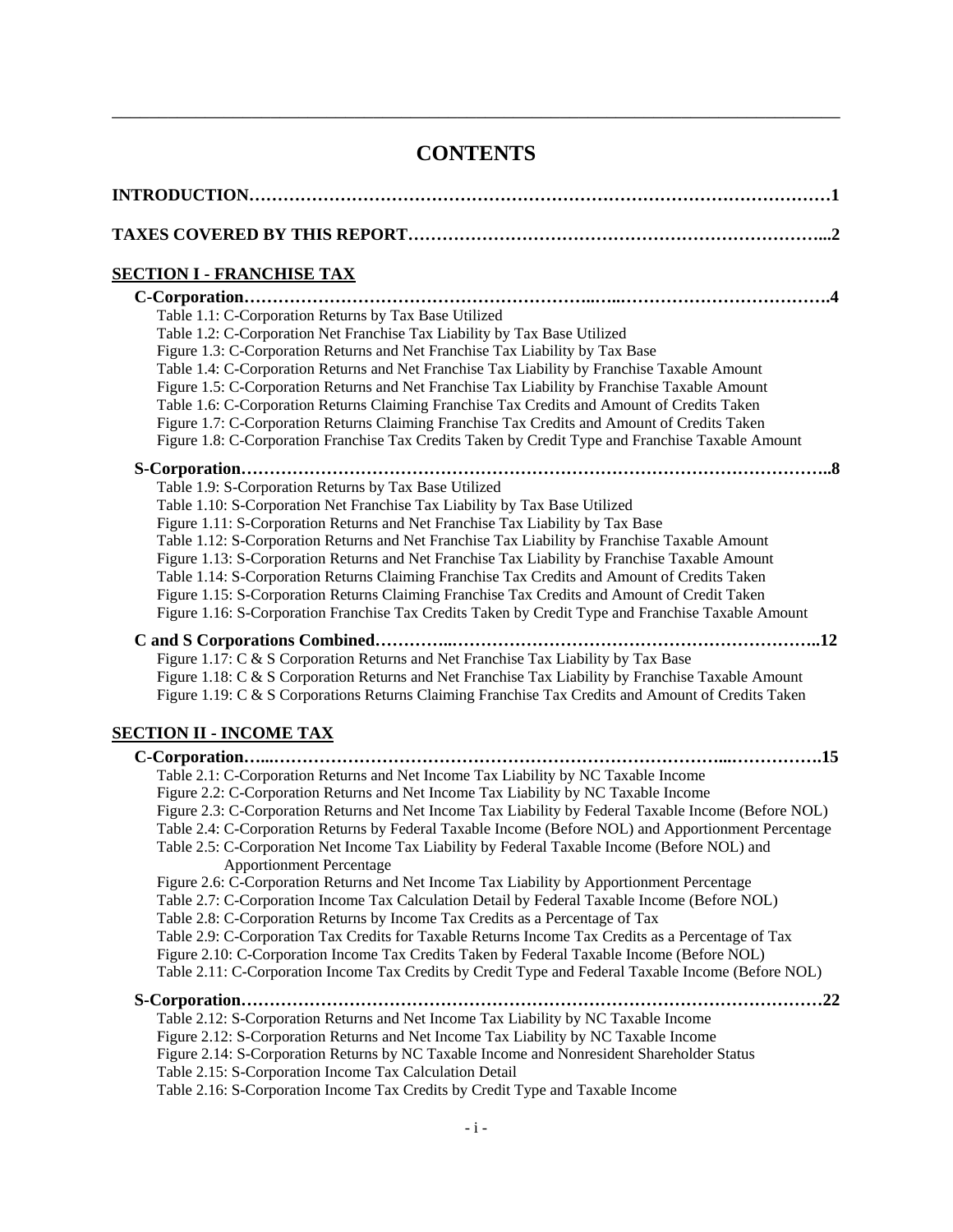# CONTENTS

**INTRODUCTION……………………………………………………………………………………………1**

**TAXES COVERED BY THIS REPORT…………………………………………………………...2**

## SECTION I - FRANCHISE TAX

**C-Corporation……………………………………………………..…..……………………………….4**

Table 1.1: C-Corporation Returns by Tax Base Utilized
Table 1.2: C-Corporation Net Franchise Tax Liability by Tax Base Utilized
Figure 1.3: C-Corporation Returns and Net Franchise Tax Liability by Tax Base
Table 1.4: C-Corporation Returns and Net Franchise Tax Liability by Franchise Taxable Amount
Figure 1.5: C-Corporation Returns and Net Franchise Tax Liability by Franchise Taxable Amount
Table 1.6: C-Corporation Returns Claiming Franchise Tax Credits and Amount of Credits Taken
Figure 1.7: C-Corporation Returns Claiming Franchise Tax Credits and Amount of Credits Taken
Figure 1.8: C-Corporation Franchise Tax Credits Taken by Credit Type and Franchise Taxable Amount

**S-Corporation……………………………………………………………………………………..8**

Table 1.9: S-Corporation Returns by Tax Base Utilized
Table 1.10: S-Corporation Net Franchise Tax Liability by Tax Base Utilized
Figure 1.11: S-Corporation Returns and Net Franchise Tax Liability by Tax Base
Table 1.12: S-Corporation Returns and Net Franchise Tax Liability by Franchise Taxable Amount
Figure 1.13: S-Corporation Returns and Net Franchise Tax Liability by Franchise Taxable Amount
Table 1.14: S-Corporation Returns Claiming Franchise Tax Credits and Amount of Credits Taken
Figure 1.15: S-Corporation Returns Claiming Franchise Tax Credits and Amount of Credit Taken
Figure 1.16: S-Corporation Franchise Tax Credits Taken by Credit Type and Franchise Taxable Amount

**C and S Corporations Combined…………..………………………………………………………..12**

Figure 1.17: C & S Corporation Returns and Net Franchise Tax Liability by Tax Base
Figure 1.18: C & S Corporation Returns and Net Franchise Tax Liability by Franchise Taxable Amount
Figure 1.19: C & S Corporations Returns Claiming Franchise Tax Credits and Amount of Credits Taken

## SECTION II - INCOME TAX

**C-Corporation…...…………………………………………………………………...…………….15**

Table 2.1: C-Corporation Returns and Net Income Tax Liability by NC Taxable Income
Figure 2.2: C-Corporation Returns and Net Income Tax Liability by NC Taxable Income
Figure 2.3: C-Corporation Returns and Net Income Tax Liability by Federal Taxable Income (Before NOL)
Table 2.4: C-Corporation Returns by Federal Taxable Income (Before NOL) and Apportionment Percentage
Table 2.5: C-Corporation Net Income Tax Liability by Federal Taxable Income (Before NOL) and Apportionment Percentage
Figure 2.6: C-Corporation Returns and Net Income Tax Liability by Apportionment Percentage
Table 2.7: C-Corporation Income Tax Calculation Detail by Federal Taxable Income (Before NOL)
Table 2.8: C-Corporation Returns by Income Tax Credits as a Percentage of Tax
Table 2.9: C-Corporation Tax Credits for Taxable Returns Income Tax Credits as a Percentage of Tax
Figure 2.10: C-Corporation Income Tax Credits Taken by Federal Taxable Income (Before NOL)
Table 2.11: C-Corporation Income Tax Credits by Credit Type and Federal Taxable Income (Before NOL)

**S-Corporation………………………………………………………………………………………22**

Table 2.12: S-Corporation Returns and Net Income Tax Liability by NC Taxable Income
Figure 2.12: S-Corporation Returns and Net Income Tax Liability by NC Taxable Income
Figure 2.14: S-Corporation Returns by NC Taxable Income and Nonresident Shareholder Status
Table 2.15: S-Corporation Income Tax Calculation Detail
Table 2.16: S-Corporation Income Tax Credits by Credit Type and Taxable Income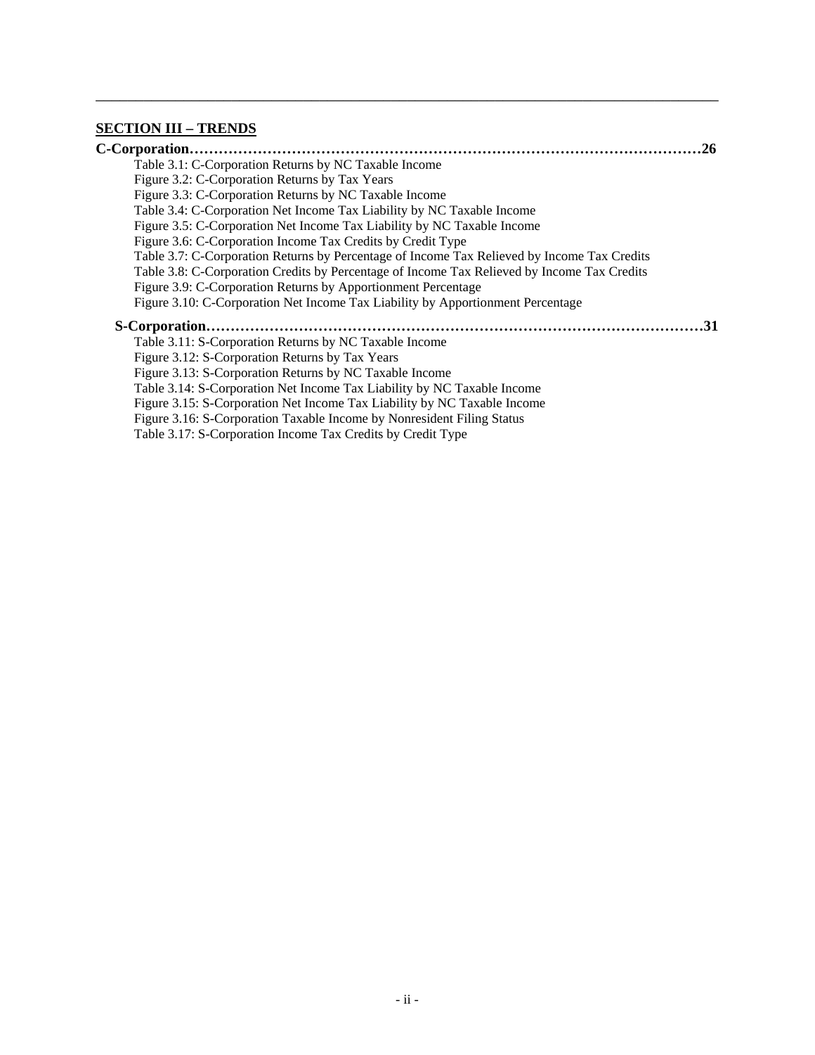## SECTION III – TRENDS

**C-Corporation……………………………………………………………………………………………26**

- Table 3.1: C-Corporation Returns by NC Taxable Income
- Figure 3.2: C-Corporation Returns by Tax Years
- Figure 3.3: C-Corporation Returns by NC Taxable Income
- Table 3.4: C-Corporation Net Income Tax Liability by NC Taxable Income
- Figure 3.5: C-Corporation Net Income Tax Liability by NC Taxable Income
- Figure 3.6: C-Corporation Income Tax Credits by Credit Type
- Table 3.7: C-Corporation Returns by Percentage of Income Tax Relieved by Income Tax Credits
- Table 3.8: C-Corporation Credits by Percentage of Income Tax Relieved by Income Tax Credits
- Figure 3.9: C-Corporation Returns by Apportionment Percentage
- Figure 3.10: C-Corporation Net Income Tax Liability by Apportionment Percentage

**S-Corporation…………………………………………………………………………………………31**

- Table 3.11: S-Corporation Returns by NC Taxable Income
- Figure 3.12: S-Corporation Returns by Tax Years
- Figure 3.13: S-Corporation Returns by NC Taxable Income
- Table 3.14: S-Corporation Net Income Tax Liability by NC Taxable Income
- Figure 3.15: S-Corporation Net Income Tax Liability by NC Taxable Income
- Figure 3.16: S-Corporation Taxable Income by Nonresident Filing Status
- Table 3.17: S-Corporation Income Tax Credits by Credit Type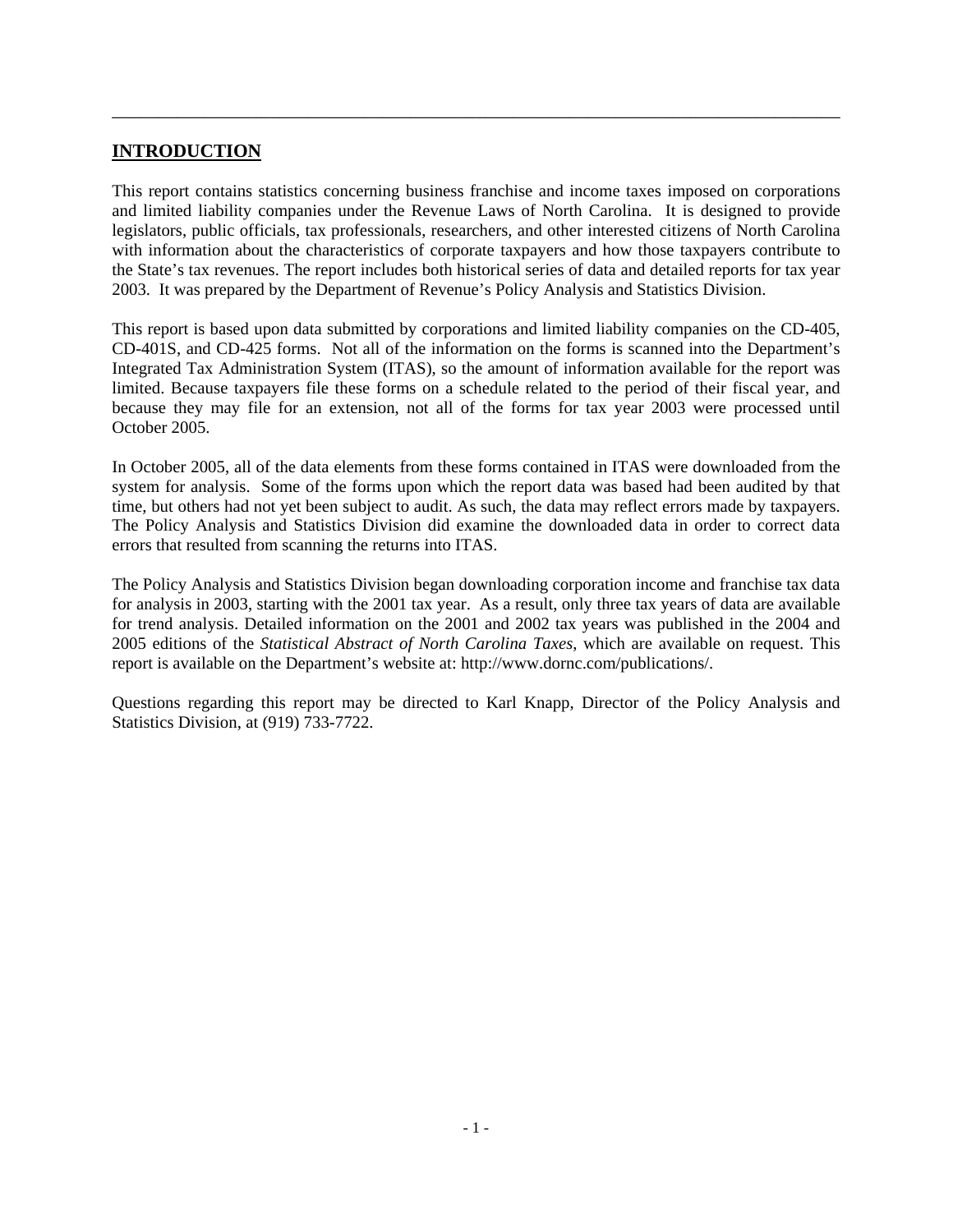## INTRODUCTION

This report contains statistics concerning business franchise and income taxes imposed on corporations and limited liability companies under the Revenue Laws of North Carolina. It is designed to provide legislators, public officials, tax professionals, researchers, and other interested citizens of North Carolina with information about the characteristics of corporate taxpayers and how those taxpayers contribute to the State's tax revenues. The report includes both historical series of data and detailed reports for tax year 2003. It was prepared by the Department of Revenue's Policy Analysis and Statistics Division.

This report is based upon data submitted by corporations and limited liability companies on the CD-405, CD-401S, and CD-425 forms. Not all of the information on the forms is scanned into the Department's Integrated Tax Administration System (ITAS), so the amount of information available for the report was limited. Because taxpayers file these forms on a schedule related to the period of their fiscal year, and because they may file for an extension, not all of the forms for tax year 2003 were processed until October 2005.

In October 2005, all of the data elements from these forms contained in ITAS were downloaded from the system for analysis. Some of the forms upon which the report data was based had been audited by that time, but others had not yet been subject to audit. As such, the data may reflect errors made by taxpayers. The Policy Analysis and Statistics Division did examine the downloaded data in order to correct data errors that resulted from scanning the returns into ITAS.

The Policy Analysis and Statistics Division began downloading corporation income and franchise tax data for analysis in 2003, starting with the 2001 tax year. As a result, only three tax years of data are available for trend analysis. Detailed information on the 2001 and 2002 tax years was published in the 2004 and 2005 editions of the *Statistical Abstract of North Carolina Taxes*, which are available on request. This report is available on the Department's website at: http://www.dornc.com/publications/.

Questions regarding this report may be directed to Karl Knapp, Director of the Policy Analysis and Statistics Division, at (919) 733-7722.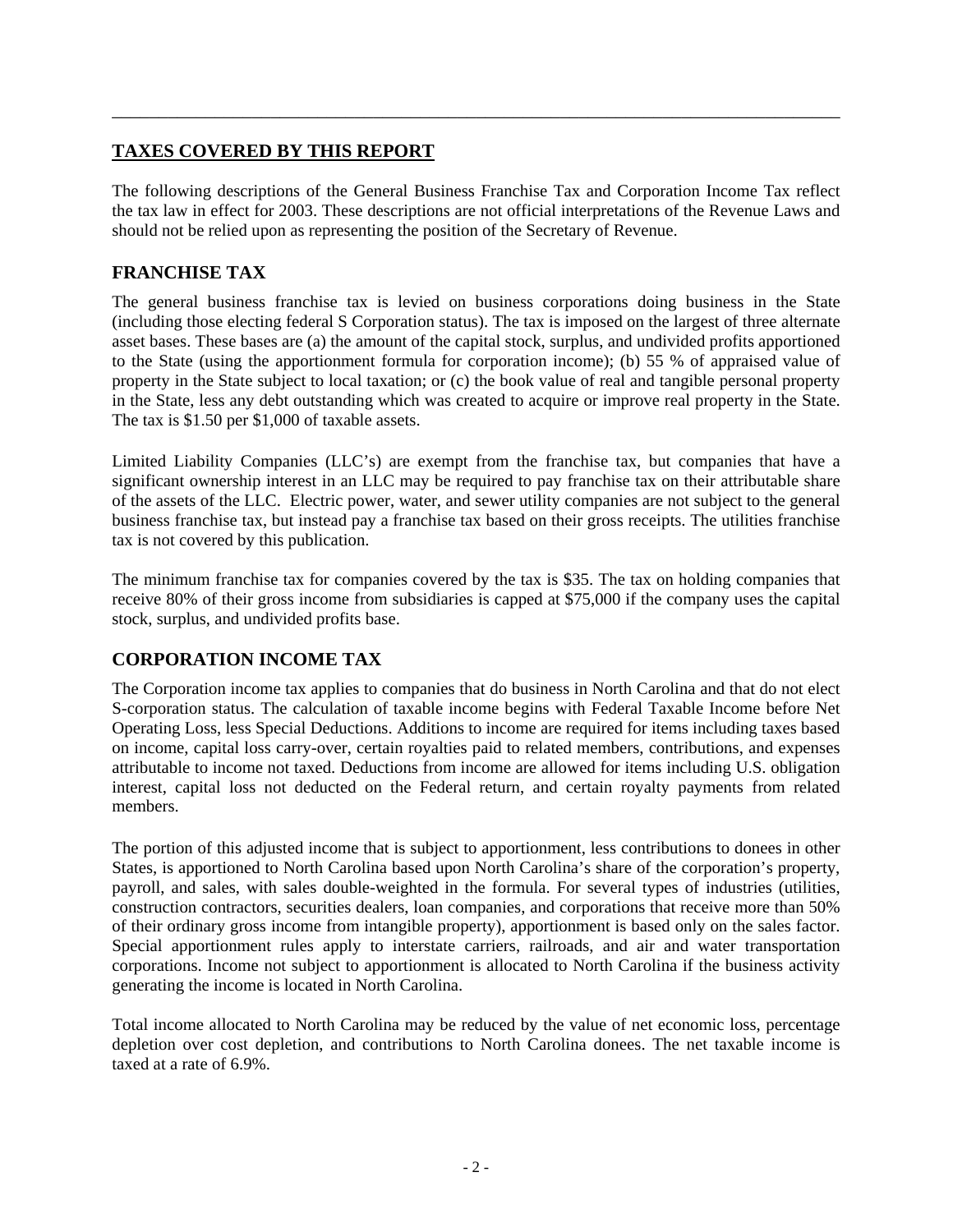## TAXES COVERED BY THIS REPORT

The following descriptions of the General Business Franchise Tax and Corporation Income Tax reflect the tax law in effect for 2003. These descriptions are not official interpretations of the Revenue Laws and should not be relied upon as representing the position of the Secretary of Revenue.

### FRANCHISE TAX

The general business franchise tax is levied on business corporations doing business in the State (including those electing federal S Corporation status). The tax is imposed on the largest of three alternate asset bases. These bases are (a) the amount of the capital stock, surplus, and undivided profits apportioned to the State (using the apportionment formula for corporation income); (b) 55 % of appraised value of property in the State subject to local taxation; or (c) the book value of real and tangible personal property in the State, less any debt outstanding which was created to acquire or improve real property in the State. The tax is $1.50 per $1,000 of taxable assets.

Limited Liability Companies (LLC's) are exempt from the franchise tax, but companies that have a significant ownership interest in an LLC may be required to pay franchise tax on their attributable share of the assets of the LLC. Electric power, water, and sewer utility companies are not subject to the general business franchise tax, but instead pay a franchise tax based on their gross receipts. The utilities franchise tax is not covered by this publication.

The minimum franchise tax for companies covered by the tax is $35. The tax on holding companies that receive 80% of their gross income from subsidiaries is capped at $75,000 if the company uses the capital stock, surplus, and undivided profits base.

### CORPORATION INCOME TAX

The Corporation income tax applies to companies that do business in North Carolina and that do not elect S-corporation status. The calculation of taxable income begins with Federal Taxable Income before Net Operating Loss, less Special Deductions. Additions to income are required for items including taxes based on income, capital loss carry-over, certain royalties paid to related members, contributions, and expenses attributable to income not taxed. Deductions from income are allowed for items including U.S. obligation interest, capital loss not deducted on the Federal return, and certain royalty payments from related members.

The portion of this adjusted income that is subject to apportionment, less contributions to donees in other States, is apportioned to North Carolina based upon North Carolina's share of the corporation's property, payroll, and sales, with sales double-weighted in the formula. For several types of industries (utilities, construction contractors, securities dealers, loan companies, and corporations that receive more than 50% of their ordinary gross income from intangible property), apportionment is based only on the sales factor. Special apportionment rules apply to interstate carriers, railroads, and air and water transportation corporations. Income not subject to apportionment is allocated to North Carolina if the business activity generating the income is located in North Carolina.

Total income allocated to North Carolina may be reduced by the value of net economic loss, percentage depletion over cost depletion, and contributions to North Carolina donees. The net taxable income is taxed at a rate of 6.9%.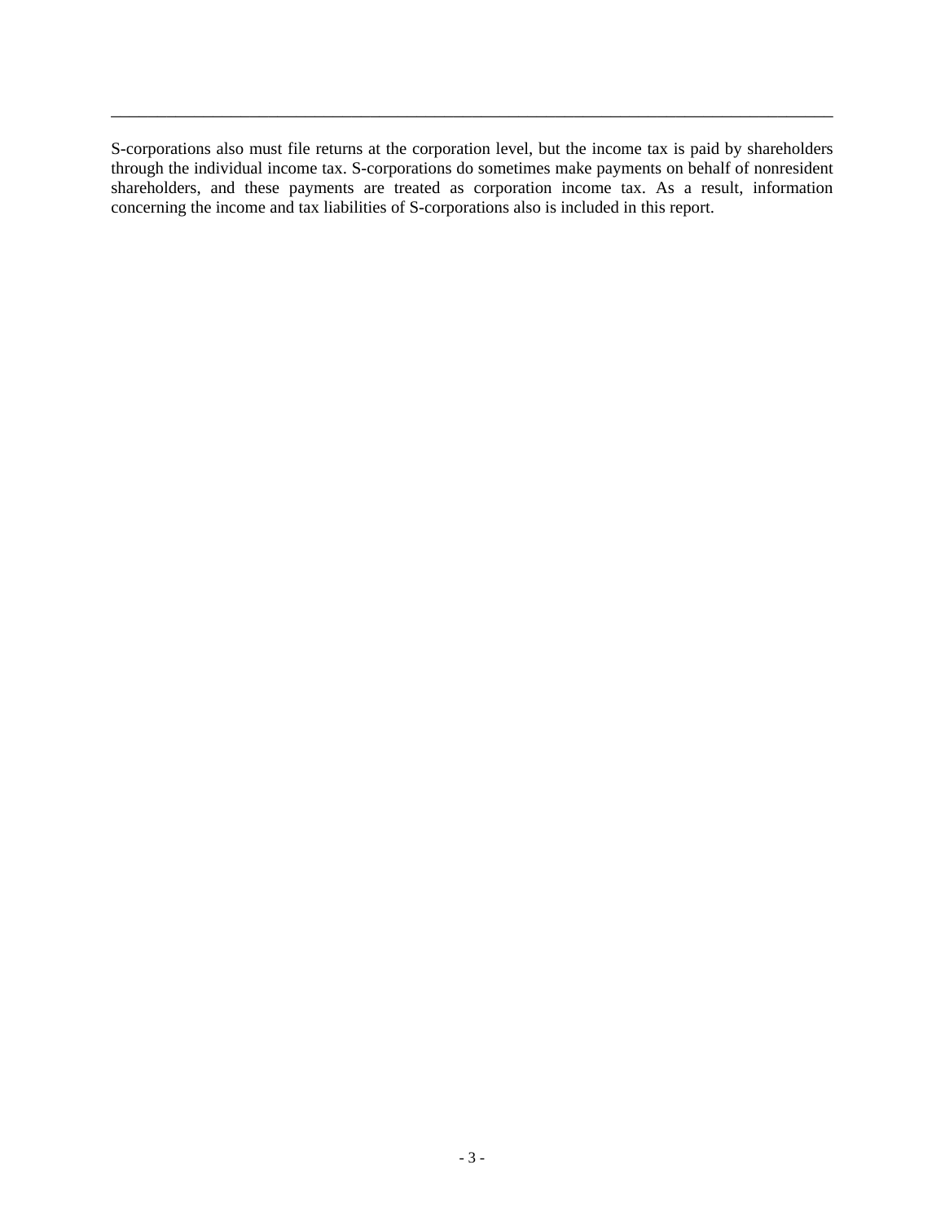S-corporations also must file returns at the corporation level, but the income tax is paid by shareholders through the individual income tax. S-corporations do sometimes make payments on behalf of nonresident shareholders, and these payments are treated as corporation income tax. As a result, information concerning the income and tax liabilities of S-corporations also is included in this report.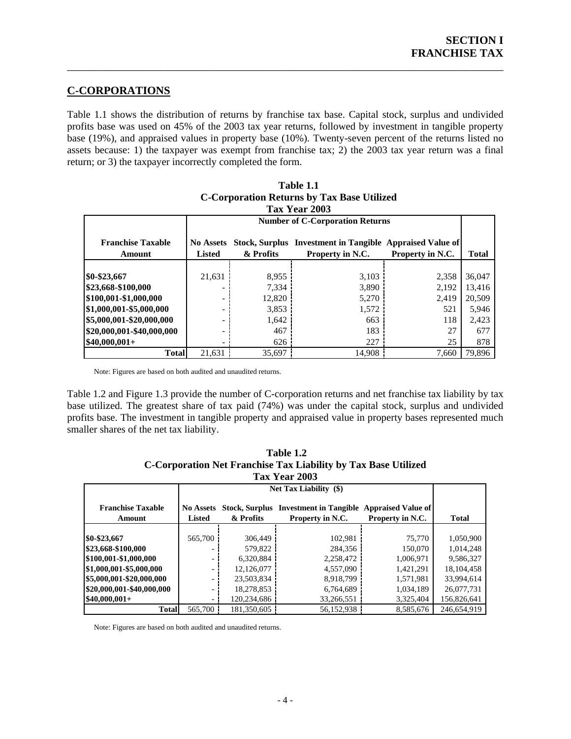## C-CORPORATIONS

Table 1.1 shows the distribution of returns by franchise tax base. Capital stock, surplus and undivided profits base was used on 45% of the 2003 tax year returns, followed by investment in tangible property base (19%), and appraised values in property base (10%). Twenty-seven percent of the returns listed no assets because: 1) the taxpayer was exempt from franchise tax; 2) the 2003 tax year return was a final return; or 3) the taxpayer incorrectly completed the form.

**Table 1.1**
**C-Corporation Returns by Tax Base Utilized**
**Tax Year 2003**

| | Number of C-Corporation Returns | | | | |
|---|---|---|---|---|---|
| Franchise Taxable Amount | No Assets Listed | Stock, Surplus & Profits | Investment in Tangible Property in N.C. | Appraised Value of Property in N.C. | Total |
| $0-$23,667 | 21,631 | 8,955 | 3,103 | 2,358 | 36,047 |
| $23,668-$100,000 | - | 7,334 | 3,890 | 2,192 | 13,416 |
| $100,001-$1,000,000 | - | 12,820 | 5,270 | 2,419 | 20,509 |
| $1,000,001-$5,000,000 | - | 3,853 | 1,572 | 521 | 5,946 |
| $5,000,001-$20,000,000 | - | 1,642 | 663 | 118 | 2,423 |
| $20,000,001-$40,000,000 | - | 467 | 183 | 27 | 677 |
| $40,000,001+ | - | 626 | 227 | 25 | 878 |
| **Total** | 21,631 | 35,697 | 14,908 | 7,660 | 79,896 |

Note: Figures are based on both audited and unaudited returns.

Table 1.2 and Figure 1.3 provide the number of C-corporation returns and net franchise tax liability by tax base utilized. The greatest share of tax paid (74%) was under the capital stock, surplus and undivided profits base. The investment in tangible property and appraised value in property bases represented much smaller shares of the net tax liability.

**Table 1.2**
**C-Corporation Net Franchise Tax Liability by Tax Base Utilized**
**Tax Year 2003**

| | Net Tax Liability ($) | | | | |
|---|---|---|---|---|---|
| Franchise Taxable Amount | No Assets Listed | Stock, Surplus & Profits | Investment in Tangible Property in N.C. | Appraised Value of Property in N.C. | Total |
| $0-$23,667 | 565,700 | 306,449 | 102,981 | 75,770 | 1,050,900 |
| $23,668-$100,000 | - | 579,822 | 284,356 | 150,070 | 1,014,248 |
| $100,001-$1,000,000 | - | 6,320,884 | 2,258,472 | 1,006,971 | 9,586,327 |
| $1,000,001-$5,000,000 | - | 12,126,077 | 4,557,090 | 1,421,291 | 18,104,458 |
| $5,000,001-$20,000,000 | - | 23,503,834 | 8,918,799 | 1,571,981 | 33,994,614 |
| $20,000,001-$40,000,000 | - | 18,278,853 | 6,764,689 | 1,034,189 | 26,077,731 |
| $40,000,001+ | - | 120,234,686 | 33,266,551 | 3,325,404 | 156,826,641 |
| **Total** | 565,700 | 181,350,605 | 56,152,938 | 8,585,676 | 246,654,919 |

Note: Figures are based on both audited and unaudited returns.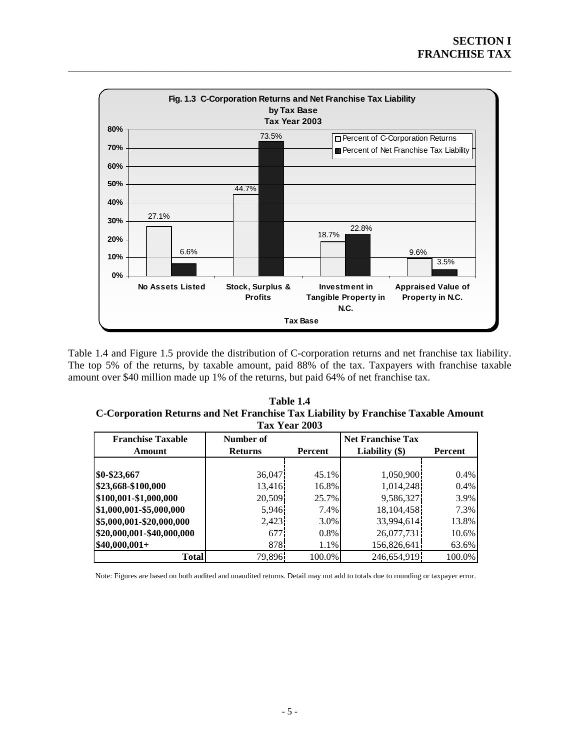**Fig. 1.3 C-Corporation Returns and Net Franchise Tax Liability by Tax Base Tax Year 2003**

| Tax Base | Percent of C-Corporation Returns | Percent of Net Franchise Tax Liability |
|---|---|---|
| No Assets Listed | 27.1% | 6.6% |
| Stock, Surplus & Profits | 44.7% | 73.5% |
| Investment in Tangible Property in N.C. | 18.7% | 22.8% |
| Appraised Value of Property in N.C. | 9.6% | 3.5% |

Table 1.4 and Figure 1.5 provide the distribution of C-corporation returns and net franchise tax liability. The top 5% of the returns, by taxable amount, paid 88% of the tax. Taxpayers with franchise taxable amount over $40 million made up 1% of the returns, but paid 64% of net franchise tax.

**Table 1.4**
**C-Corporation Returns and Net Franchise Tax Liability by Franchise Taxable Amount**
**Tax Year 2003**

| Franchise Taxable Amount | Number of Returns | Percent | Net Franchise Tax Liability ($) | Percent |
|---|---|---|---|---|
| $0-$23,667 | 36,047 | 45.1% | 1,050,900 | 0.4% |
| $23,668-$100,000 | 13,416 | 16.8% | 1,014,248 | 0.4% |
| $100,001-$1,000,000 | 20,509 | 25.7% | 9,586,327 | 3.9% |
| $1,000,001-$5,000,000 | 5,946 | 7.4% | 18,104,458 | 7.3% |
| $5,000,001-$20,000,000 | 2,423 | 3.0% | 33,994,614 | 13.8% |
| $20,000,001-$40,000,000 | 677 | 0.8% | 26,077,731 | 10.6% |
| $40,000,001+ | 878 | 1.1% | 156,826,641 | 63.6% |
| **Total** | 79,896 | 100.0% | 246,654,919 | 100.0% |

Note: Figures are based on both audited and unaudited returns. Detail may not add to totals due to rounding or taxpayer error.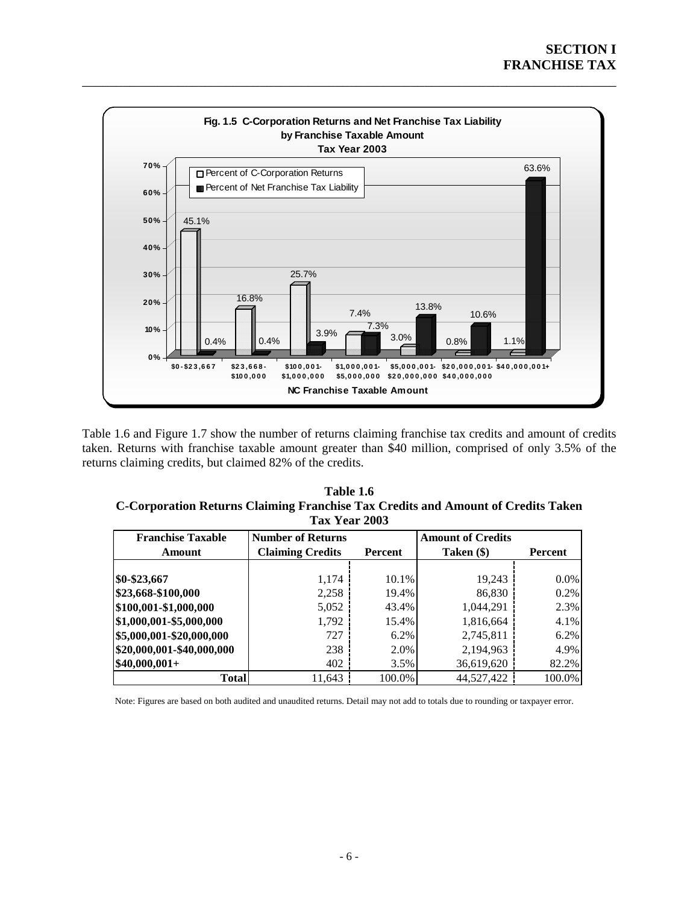**Fig. 1.5 C-Corporation Returns and Net Franchise Tax Liability by Franchise Taxable Amount Tax Year 2003**

| NC Franchise Taxable Amount | Percent of C-Corporation Returns | Percent of Net Franchise Tax Liability |
|---|---|---|
| $0-$23,667 | 45.1% | 0.4% |
| $23,668-$100,000 | 16.8% | 0.4% |
| $100,001-$1,000,000 | 25.7% | 3.9% |
| $1,000,001-$5,000,000 | 7.4% | 7.3% |
| $5,000,001-$20,000,000 | 3.0% | 13.8% |
| $20,000,001-$40,000,000 | 0.8% | 10.6% |
| $40,000,001+ | 1.1% | 63.6% |

Table 1.6 and Figure 1.7 show the number of returns claiming franchise tax credits and amount of credits taken. Returns with franchise taxable amount greater than $40 million, comprised of only 3.5% of the returns claiming credits, but claimed 82% of the credits.

**Table 1.6**
**C-Corporation Returns Claiming Franchise Tax Credits and Amount of Credits Taken**
**Tax Year 2003**

| Franchise Taxable Amount | Number of Returns Claiming Credits | Percent | Amount of Credits Taken ($) | Percent |
|---|---|---|---|---|
| $0-$23,667 | 1,174 | 10.1% | 19,243 | 0.0% |
| $23,668-$100,000 | 2,258 | 19.4% | 86,830 | 0.2% |
| $100,001-$1,000,000 | 5,052 | 43.4% | 1,044,291 | 2.3% |
| $1,000,001-$5,000,000 | 1,792 | 15.4% | 1,816,664 | 4.1% |
| $5,000,001-$20,000,000 | 727 | 6.2% | 2,745,811 | 6.2% |
| $20,000,001-$40,000,000 | 238 | 2.0% | 2,194,963 | 4.9% |
| $40,000,001+ | 402 | 3.5% | 36,619,620 | 82.2% |
| **Total** | 11,643 | 100.0% | 44,527,422 | 100.0% |

Note: Figures are based on both audited and unaudited returns. Detail may not add to totals due to rounding or taxpayer error.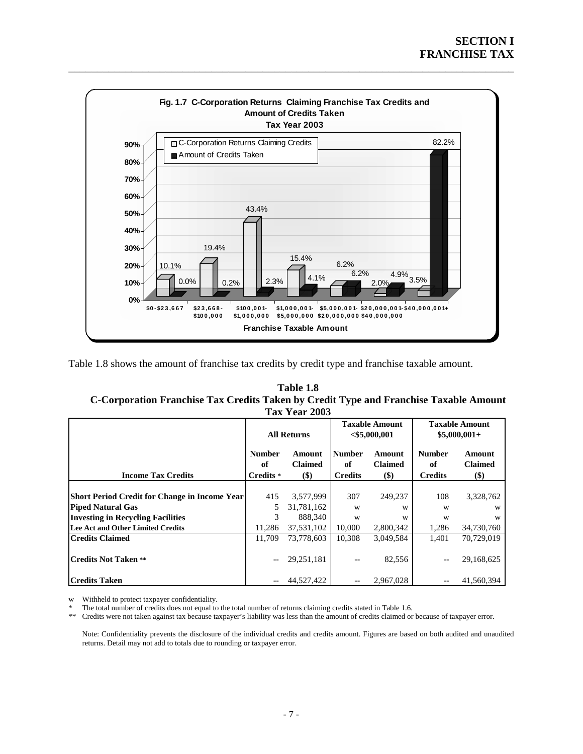**Fig. 1.7 C-Corporation Returns Claiming Franchise Tax Credits and Amount of Credits Taken**
**Tax Year 2003**

| Franchise Taxable Amount | C-Corporation Returns Claiming Credits | Amount of Credits Taken |
|---|---|---|
| $0-$23,667 | 10.1% | 0.0% |
| $23,668-$100,000 | 19.4% | 0.2% |
| $100,001-$1,000,000 | 43.4% | 2.3% |
| $1,000,001-$5,000,000 | 15.4% | 4.1% |
| $5,000,001-$20,000,000 | 6.2% | 6.2% |
| $20,000,001-$40,000,000 | 2.0% | 4.9% |
| $40,000,001+ | 3.5% | 82.2% |

Table 1.8 shows the amount of franchise tax credits by credit type and franchise taxable amount.

**Table 1.8**
**C-Corporation Franchise Tax Credits Taken by Credit Type and Franchise Taxable Amount**
**Tax Year 2003**

| | All Returns | | Taxable Amount <$5,000,001 | | Taxable Amount $5,000,001+ | |
|---|---|---|---|---|---|---|
| **Income Tax Credits** | **Number of Credits** * | **Amount Claimed ($)** | **Number of Credits** | **Amount Claimed ($)** | **Number of Credits** | **Amount Claimed ($)** |
| **Short Period Credit for Change in Income Year** | 415 | 3,577,999 | 307 | 249,237 | 108 | 3,328,762 |
| **Piped Natural Gas** | 5 | 31,781,162 | w | w | w | w |
| **Investing in Recycling Facilities** | 3 | 888,340 | w | w | w | w |
| **Lee Act and Other Limited Credits** | 11,286 | 37,531,102 | 10,000 | 2,800,342 | 1,286 | 34,730,760 |
| **Credits Claimed** | 11,709 | 73,778,603 | 10,308 | 3,049,584 | 1,401 | 70,729,019 |
| **Credits Not Taken** ** | -- | 29,251,181 | -- | 82,556 | -- | 29,168,625 |
| **Credits Taken** | -- | 44,527,422 | -- | 2,967,028 | -- | 41,560,394 |

w Withheld to protect taxpayer confidentiality.
* The total number of credits does not equal to the total number of returns claiming credits stated in Table 1.6.
** Credits were not taken against tax because taxpayer's liability was less than the amount of credits claimed or because of taxpayer error.

Note: Confidentiality prevents the disclosure of the individual credits and credits amount. Figures are based on both audited and unaudited returns. Detail may not add to totals due to rounding or taxpayer error.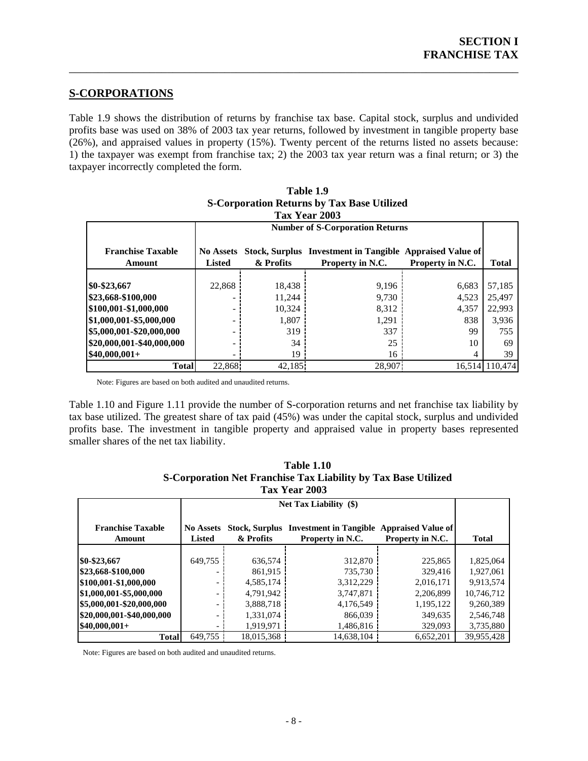## S-CORPORATIONS

Table 1.9 shows the distribution of returns by franchise tax base. Capital stock, surplus and undivided profits base was used on 38% of 2003 tax year returns, followed by investment in tangible property base (26%), and appraised values in property (15%). Twenty percent of the returns listed no assets because: 1) the taxpayer was exempt from franchise tax; 2) the 2003 tax year return was a final return; or 3) the taxpayer incorrectly completed the form.

**Table 1.9**
**S-Corporation Returns by Tax Base Utilized**
**Tax Year 2003**

| | Number of S-Corporation Returns | | | | |
|---|---|---|---|---|---|
| Franchise Taxable Amount | No Assets Listed | Stock, Surplus & Profits | Investment in Tangible Property in N.C. | Appraised Value of Property in N.C. | Total |
| $0-$23,667 | 22,868 | 18,438 | 9,196 | 6,683 | 57,185 |
| $23,668-$100,000 | - | 11,244 | 9,730 | 4,523 | 25,497 |
| $100,001-$1,000,000 | - | 10,324 | 8,312 | 4,357 | 22,993 |
| $1,000,001-$5,000,000 | - | 1,807 | 1,291 | 838 | 3,936 |
| $5,000,001-$20,000,000 | - | 319 | 337 | 99 | 755 |
| $20,000,001-$40,000,000 | - | 34 | 25 | 10 | 69 |
| $40,000,001+ | - | 19 | 16 | 4 | 39 |
| Total | 22,868 | 42,185 | 28,907 | 16,514 | 110,474 |

Note: Figures are based on both audited and unaudited returns.

Table 1.10 and Figure 1.11 provide the number of S-corporation returns and net franchise tax liability by tax base utilized. The greatest share of tax paid (45%) was under the capital stock, surplus and undivided profits base. The investment in tangible property and appraised value in property bases represented smaller shares of the net tax liability.

**Table 1.10**
**S-Corporation Net Franchise Tax Liability by Tax Base Utilized**
**Tax Year 2003**

| | Net Tax Liability ($) | | | | |
|---|---|---|---|---|---|
| Franchise Taxable Amount | No Assets Listed | Stock, Surplus & Profits | Investment in Tangible Property in N.C. | Appraised Value of Property in N.C. | Total |
| $0-$23,667 | 649,755 | 636,574 | 312,870 | 225,865 | 1,825,064 |
| $23,668-$100,000 | - | 861,915 | 735,730 | 329,416 | 1,927,061 |
| $100,001-$1,000,000 | - | 4,585,174 | 3,312,229 | 2,016,171 | 9,913,574 |
| $1,000,001-$5,000,000 | - | 4,791,942 | 3,747,871 | 2,206,899 | 10,746,712 |
| $5,000,001-$20,000,000 | - | 3,888,718 | 4,176,549 | 1,195,122 | 9,260,389 |
| $20,000,001-$40,000,000 | - | 1,331,074 | 866,039 | 349,635 | 2,546,748 |
| $40,000,001+ | - | 1,919,971 | 1,486,816 | 329,093 | 3,735,880 |
| Total | 649,755 | 18,015,368 | 14,638,104 | 6,652,201 | 39,955,428 |

Note: Figures are based on both audited and unaudited returns.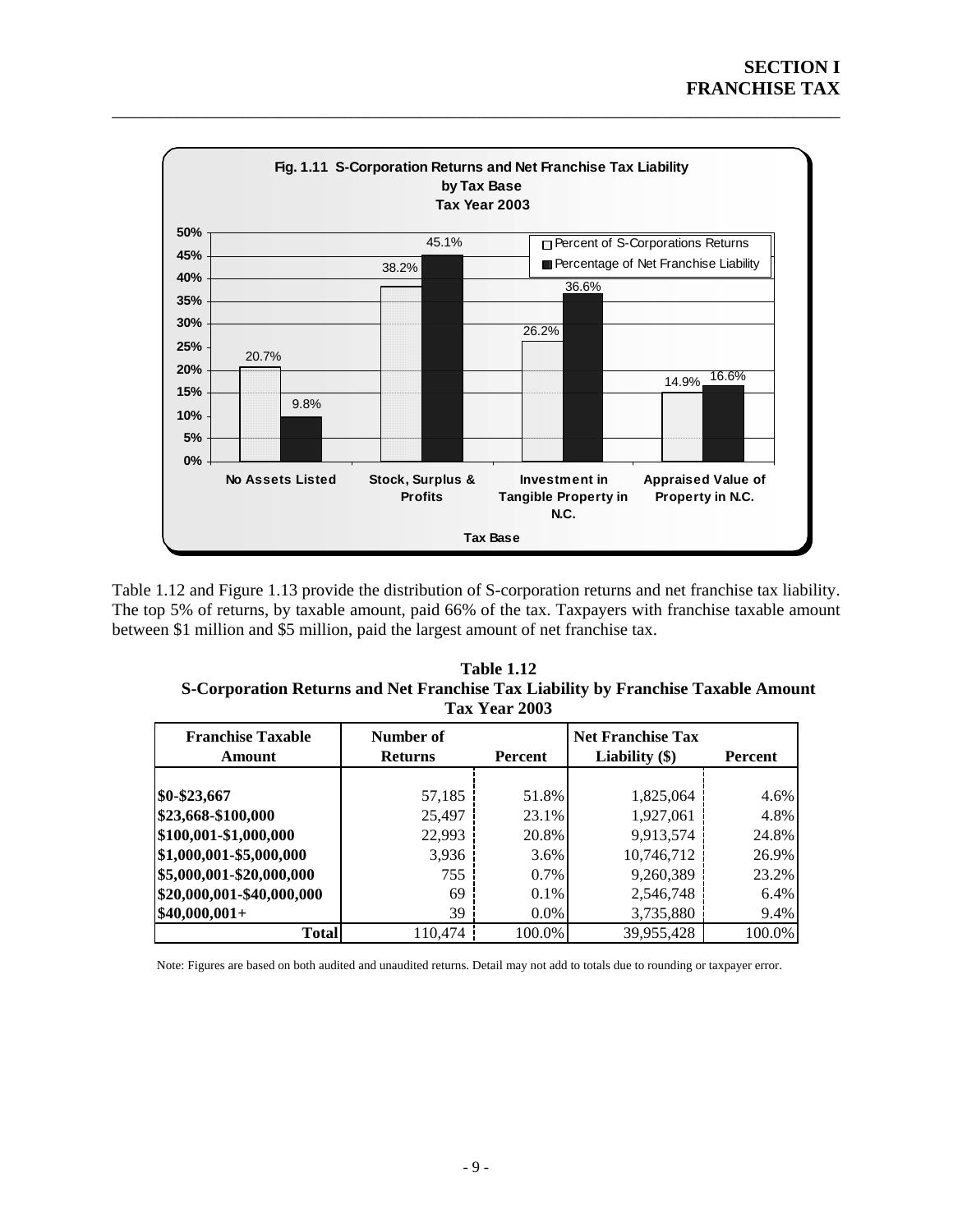**Fig. 1.11 S-Corporation Returns and Net Franchise Tax Liability by Tax Base Tax Year 2003**

| Tax Base | Percent of S-Corporations Returns | Percentage of Net Franchise Liability |
|---|---|---|
| No Assets Listed | 20.7% | 9.8% |
| Stock, Surplus & Profits | 38.2% | 45.1% |
| Investment in Tangible Property in N.C. | 26.2% | 36.6% |
| Appraised Value of Property in N.C. | 14.9% | 16.6% |

Table 1.12 and Figure 1.13 provide the distribution of S-corporation returns and net franchise tax liability. The top 5% of returns, by taxable amount, paid 66% of the tax. Taxpayers with franchise taxable amount between $1 million and $5 million, paid the largest amount of net franchise tax.

**Table 1.12**
**S-Corporation Returns and Net Franchise Tax Liability by Franchise Taxable Amount**
**Tax Year 2003**

| Franchise Taxable Amount | Number of Returns | Percent | Net Franchise Tax Liability ($) | Percent |
|---|---|---|---|---|
| $0-$23,667 | 57,185 | 51.8% | 1,825,064 | 4.6% |
| $23,668-$100,000 | 25,497 | 23.1% | 1,927,061 | 4.8% |
| $100,001-$1,000,000 | 22,993 | 20.8% | 9,913,574 | 24.8% |
| $1,000,001-$5,000,000 | 3,936 | 3.6% | 10,746,712 | 26.9% |
| $5,000,001-$20,000,000 | 755 | 0.7% | 9,260,389 | 23.2% |
| $20,000,001-$40,000,000 | 69 | 0.1% | 2,546,748 | 6.4% |
| $40,000,001+ | 39 | 0.0% | 3,735,880 | 9.4% |
| **Total** | 110,474 | 100.0% | 39,955,428 | 100.0% |

Note: Figures are based on both audited and unaudited returns. Detail may not add to totals due to rounding or taxpayer error.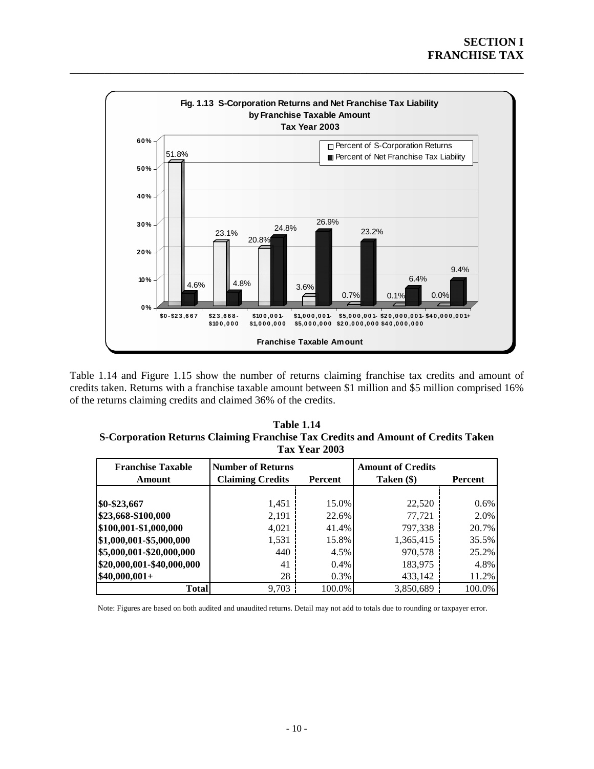**Fig. 1.13 S-Corporation Returns and Net Franchise Tax Liability by Franchise Taxable Amount Tax Year 2003**

| Franchise Taxable Amount | Percent of S-Corporation Returns | Percent of Net Franchise Tax Liability |
|---|---|---|
| $0-$23,667 | 51.8% | 4.6% |
| $23,668-$100,000 | 23.1% | 4.8% |
| $100,001-$1,000,000 | 20.8% | 24.8% |
| $1,000,001-$5,000,000 | 3.6% | 26.9% |
| $5,000,001-$20,000,000 | 0.7% | 23.2% |
| $20,000,001-$40,000,000 | 0.1% | 6.4% |
| $40,000,001+ | 0.0% | 9.4% |

Table 1.14 and Figure 1.15 show the number of returns claiming franchise tax credits and amount of credits taken. Returns with a franchise taxable amount between $1 million and $5 million comprised 16% of the returns claiming credits and claimed 36% of the credits.

**Table 1.14**
**S-Corporation Returns Claiming Franchise Tax Credits and Amount of Credits Taken**
**Tax Year 2003**

| Franchise Taxable Amount | Number of Returns Claiming Credits | Percent | Amount of Credits Taken ($) | Percent |
|---|---|---|---|---|
| $0-$23,667 | 1,451 | 15.0% | 22,520 | 0.6% |
| $23,668-$100,000 | 2,191 | 22.6% | 77,721 | 2.0% |
| $100,001-$1,000,000 | 4,021 | 41.4% | 797,338 | 20.7% |
| $1,000,001-$5,000,000 | 1,531 | 15.8% | 1,365,415 | 35.5% |
| $5,000,001-$20,000,000 | 440 | 4.5% | 970,578 | 25.2% |
| $20,000,001-$40,000,000 | 41 | 0.4% | 183,975 | 4.8% |
| $40,000,001+ | 28 | 0.3% | 433,142 | 11.2% |
| **Total** | 9,703 | 100.0% | 3,850,689 | 100.0% |

Note: Figures are based on both audited and unaudited returns. Detail may not add to totals due to rounding or taxpayer error.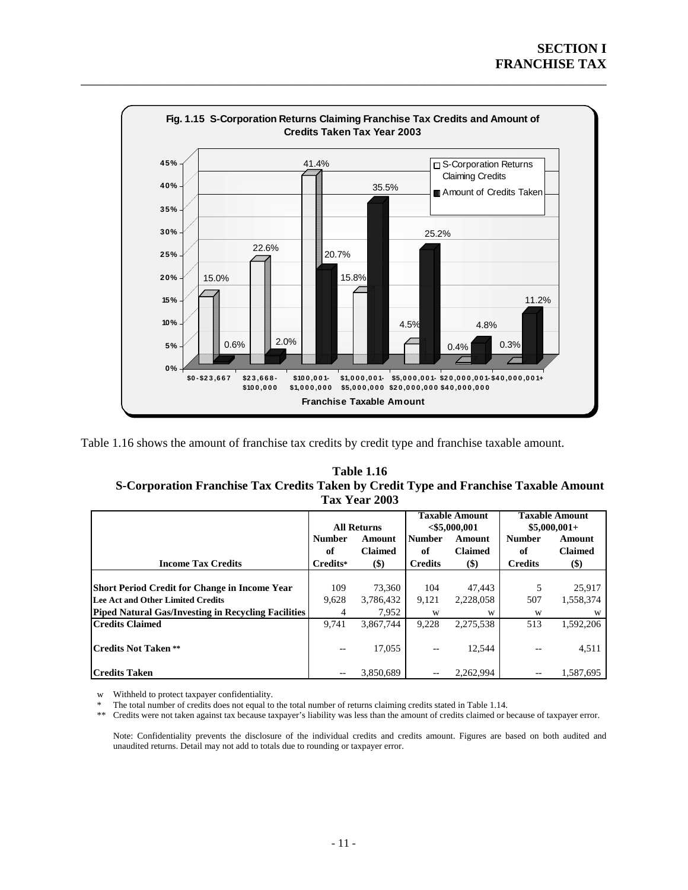**Fig. 1.15 S-Corporation Returns Claiming Franchise Tax Credits and Amount of Credits Taken Tax Year 2003**

| Franchise Taxable Amount | S-Corporation Returns Claiming Credits | Amount of Credits Taken |
|---|---|---|
| $0-$23,667 | 15.0% | 0.6% |
| $23,668-$100,000 | 22.6% | 2.0% |
| $100,001-$1,000,000 | 41.4% | 20.7% |
| $1,000,001-$5,000,000 | 15.8% | 35.5% |
| $5,000,001-$20,000,000 | 4.5% | 25.2% |
| $20,000,001-$40,000,000 | 0.4% | 4.8% |
| $40,000,001+ | 0.3% | 11.2% |

Table 1.16 shows the amount of franchise tax credits by credit type and franchise taxable amount.

**Table 1.16**
**S-Corporation Franchise Tax Credits Taken by Credit Type and Franchise Taxable Amount**
**Tax Year 2003**

| | All Returns | | Taxable Amount <$5,000,001 | | Taxable Amount $5,000,001+ | |
|---|---|---|---|---|---|---|
| **Income Tax Credits** | **Number of Credits*** | **Amount Claimed ($)** | **Number of Credits** | **Amount Claimed ($)** | **Number of Credits** | **Amount Claimed ($)** |
| **Short Period Credit for Change in Income Year** | 109 | 73,360 | 104 | 47,443 | 5 | 25,917 |
| **Lee Act and Other Limited Credits** | 9,628 | 3,786,432 | 9,121 | 2,228,058 | 507 | 1,558,374 |
| **Piped Natural Gas/Investing in Recycling Facilities** | 4 | 7,952 | w | w | w | w |
| **Credits Claimed** | 9,741 | 3,867,744 | 9,228 | 2,275,538 | 513 | 1,592,206 |
| **Credits Not Taken** ** | -- | 17,055 | -- | 12,544 | -- | 4,511 |
| **Credits Taken** | -- | 3,850,689 | -- | 2,262,994 | -- | 1,587,695 |

w Withheld to protect taxpayer confidentiality.
\* The total number of credits does not equal to the total number of returns claiming credits stated in Table 1.14.
\*\* Credits were not taken against tax because taxpayer's liability was less than the amount of credits claimed or because of taxpayer error.

Note: Confidentiality prevents the disclosure of the individual credits and credits amount. Figures are based on both audited and unaudited returns. Detail may not add to totals due to rounding or taxpayer error.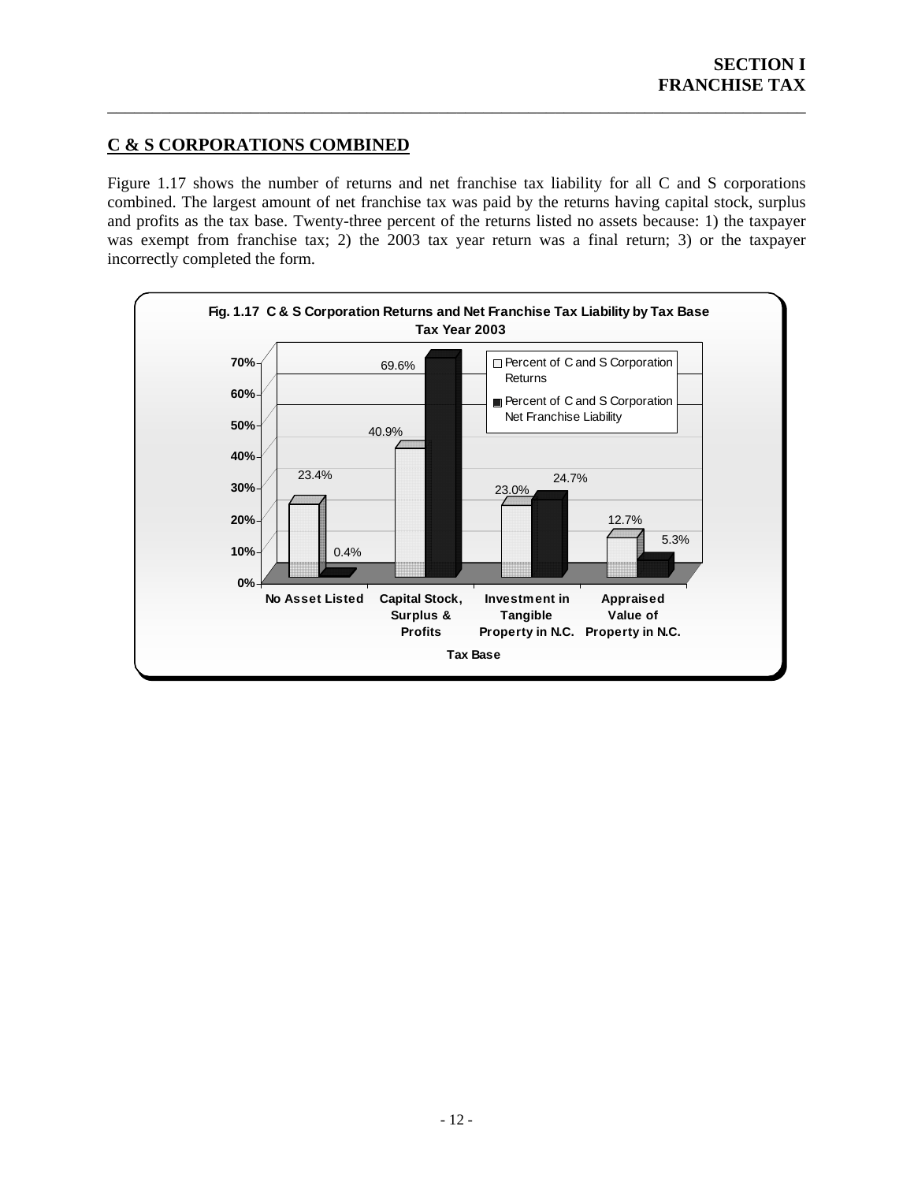## C & S CORPORATIONS COMBINED

Figure 1.17 shows the number of returns and net franchise tax liability for all C and S corporations combined. The largest amount of net franchise tax was paid by the returns having capital stock, surplus and profits as the tax base. Twenty-three percent of the returns listed no assets because: 1) the taxpayer was exempt from franchise tax; 2) the 2003 tax year return was a final return; 3) or the taxpayer incorrectly completed the form.

**Fig. 1.17 C & S Corporation Returns and Net Franchise Tax Liability by Tax Base Tax Year 2003**

| Tax Base | Percent of C and S Corporation Returns | Percent of C and S Corporation Net Franchise Liability |
| --- | --- | --- |
| No Asset Listed | 23.4% | 0.4% |
| Capital Stock, Surplus & Profits | 40.9% | 69.6% |
| Investment in Tangible Property in N.C. | 23.0% | 24.7% |
| Appraised Value of Property in N.C. | 12.7% | 5.3% |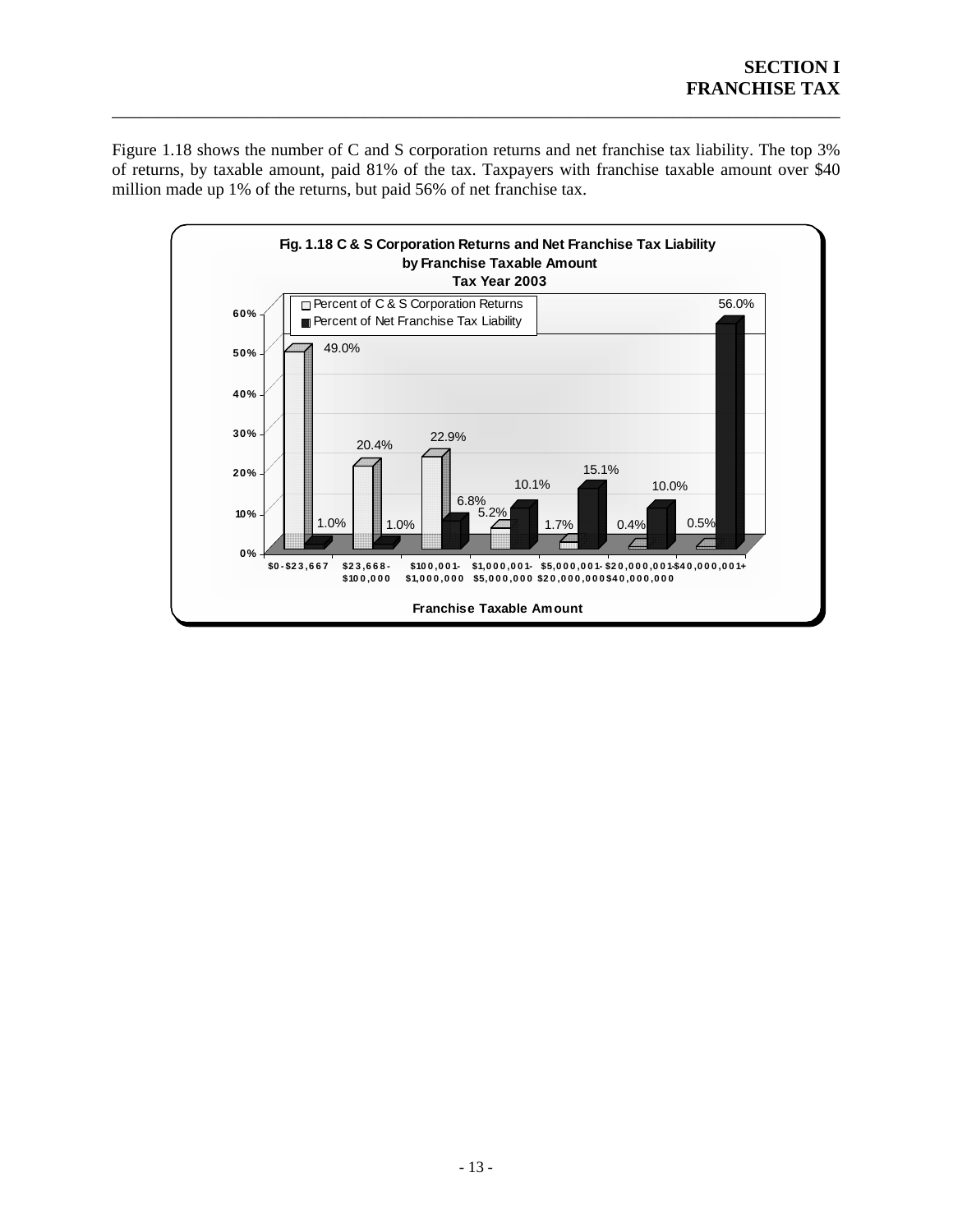Figure 1.18 shows the number of C and S corporation returns and net franchise tax liability. The top 3% of returns, by taxable amount, paid 81% of the tax. Taxpayers with franchise taxable amount over $40 million made up 1% of the returns, but paid 56% of net franchise tax.

**Fig. 1.18 C & S Corporation Returns and Net Franchise Tax Liability by Franchise Taxable Amount Tax Year 2003**

| Franchise Taxable Amount | Percent of C & S Corporation Returns | Percent of Net Franchise Tax Liability |
|---|---|---|
| $0-$23,667 | 49.0% | 1.0% |
| $23,668-$100,000 | 20.4% | 1.0% |
| $100,001-$1,000,000 | 22.9% | 6.8% |
| $1,000,001-$5,000,000 | 5.2% | 10.1% |
| $5,000,001-$20,000,000 | 1.7% | 15.1% |
| $20,000,001-$40,000,000 | 0.4% | 10.0% |
| $40,000,001+ | 0.5% | 56.0% |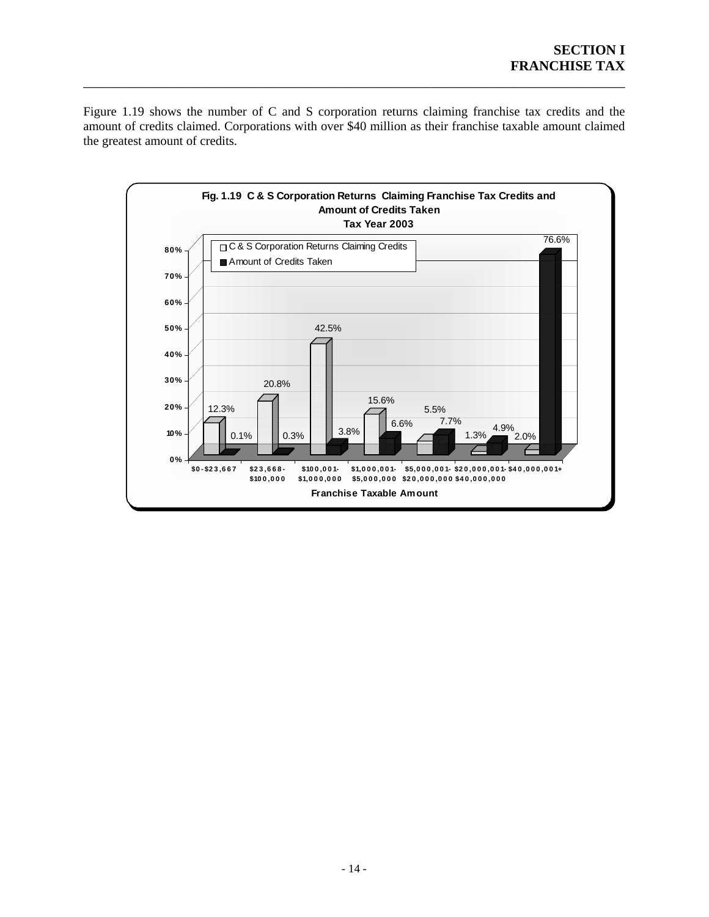Figure 1.19 shows the number of C and S corporation returns claiming franchise tax credits and the amount of credits claimed. Corporations with over $40 million as their franchise taxable amount claimed the greatest amount of credits.

**Fig. 1.19 C & S Corporation Returns Claiming Franchise Tax Credits and Amount of Credits Taken**
**Tax Year 2003**

| Franchise Taxable Amount | C & S Corporation Returns Claiming Credits | Amount of Credits Taken |
|---|---|---|
| $0-$23,667 | 12.3% | 0.1% |
| $23,668-$100,000 | 20.8% | 0.3% |
| $100,001-$1,000,000 | 42.5% | 3.8% |
| $1,000,001-$5,000,000 | 15.6% | 6.6% |
| $5,000,001-$20,000,000 | 5.5% | 7.7% |
| $20,000,001-$40,000,000 | 1.3% | 4.9% |
| $40,000,001+ | 2.0% | 76.6% |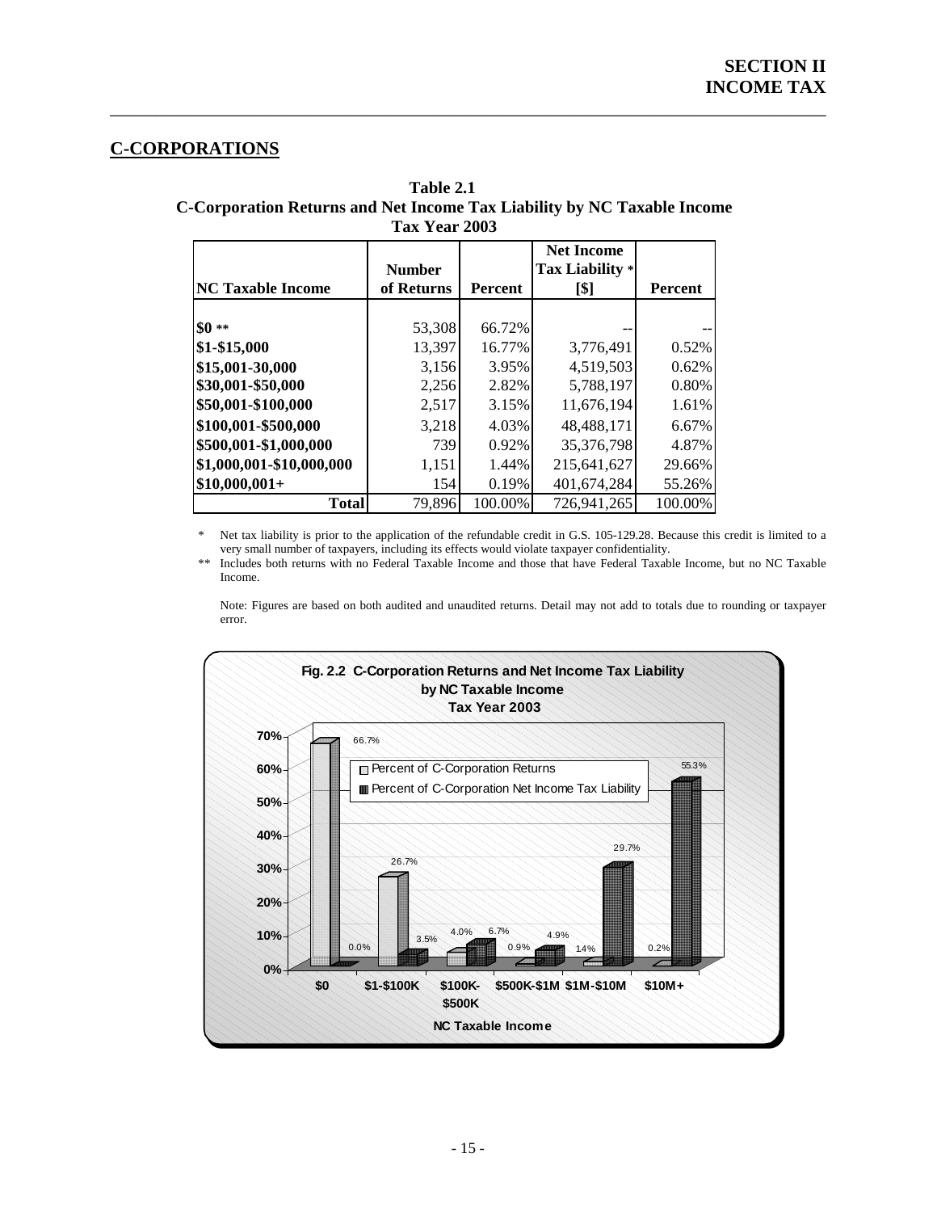## C-CORPORATIONS

**Table 2.1**
**C-Corporation Returns and Net Income Tax Liability by NC Taxable Income**
**Tax Year 2003**

| NC Taxable Income | Number of Returns | Percent | Net Income Tax Liability * [$] | Percent |
|---|---|---|---|---|
| $0 ** | 53,308 | 66.72% | -- | -- |
| $1-$15,000 | 13,397 | 16.77% | 3,776,491 | 0.52% |
| $15,001-30,000 | 3,156 | 3.95% | 4,519,503 | 0.62% |
| $30,001-$50,000 | 2,256 | 2.82% | 5,788,197 | 0.80% |
| $50,001-$100,000 | 2,517 | 3.15% | 11,676,194 | 1.61% |
| $100,001-$500,000 | 3,218 | 4.03% | 48,488,171 | 6.67% |
| $500,001-$1,000,000 | 739 | 0.92% | 35,376,798 | 4.87% |
| $1,000,001-$10,000,000 | 1,151 | 1.44% | 215,641,627 | 29.66% |
| $10,000,001+ | 154 | 0.19% | 401,674,284 | 55.26% |
| **Total** | 79,896 | 100.00% | 726,941,265 | 100.00% |

\* Net tax liability is prior to the application of the refundable credit in G.S. 105-129.28. Because this credit is limited to a very small number of taxpayers, including its effects would violate taxpayer confidentiality.

\*\* Includes both returns with no Federal Taxable Income and those that have Federal Taxable Income, but no NC Taxable Income.

Note: Figures are based on both audited and unaudited returns. Detail may not add to totals due to rounding or taxpayer error.

**Fig. 2.2 C-Corporation Returns and Net Income Tax Liability by NC Taxable Income Tax Year 2003**

| NC Taxable Income | Percent of C-Corporation Returns | Percent of C-Corporation Net Income Tax Liability |
|---|---|---|
| $0 | 66.7% | 0.0% |
| $1-$100K | 26.7% | 3.5% |
| $100K-$500K | 4.0% | 6.7% |
| $500K-$1M | 0.9% | 4.9% |
| $1M-$10M | 14% | 29.7% |
| $10M+ | 0.2% | 55.3% |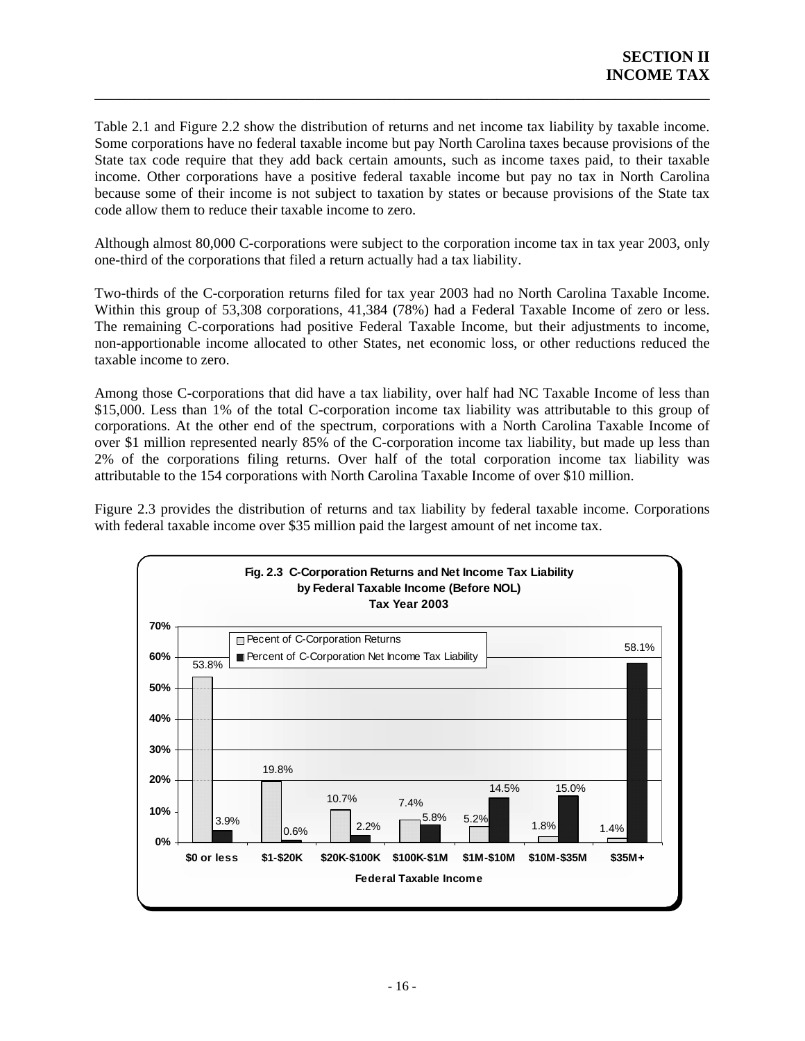Table 2.1 and Figure 2.2 show the distribution of returns and net income tax liability by taxable income. Some corporations have no federal taxable income but pay North Carolina taxes because provisions of the State tax code require that they add back certain amounts, such as income taxes paid, to their taxable income. Other corporations have a positive federal taxable income but pay no tax in North Carolina because some of their income is not subject to taxation by states or because provisions of the State tax code allow them to reduce their taxable income to zero.

Although almost 80,000 C-corporations were subject to the corporation income tax in tax year 2003, only one-third of the corporations that filed a return actually had a tax liability.

Two-thirds of the C-corporation returns filed for tax year 2003 had no North Carolina Taxable Income. Within this group of 53,308 corporations, 41,384 (78%) had a Federal Taxable Income of zero or less. The remaining C-corporations had positive Federal Taxable Income, but their adjustments to income, non-apportionable income allocated to other States, net economic loss, or other reductions reduced the taxable income to zero.

Among those C-corporations that did have a tax liability, over half had NC Taxable Income of less than \$15,000. Less than 1% of the total C-corporation income tax liability was attributable to this group of corporations. At the other end of the spectrum, corporations with a North Carolina Taxable Income of over \$1 million represented nearly 85% of the C-corporation income tax liability, but made up less than 2% of the corporations filing returns. Over half of the total corporation income tax liability was attributable to the 154 corporations with North Carolina Taxable Income of over \$10 million.

Figure 2.3 provides the distribution of returns and tax liability by federal taxable income. Corporations with federal taxable income over \$35 million paid the largest amount of net income tax.

**Fig. 2.3 C-Corporation Returns and Net Income Tax Liability by Federal Taxable Income (Before NOL) Tax Year 2003**

| Federal Taxable Income | Pecent of C-Corporation Returns | Percent of C-Corporation Net Income Tax Liability |
|---|---|---|
| \$0 or less | 53.8% | 3.9% |
| \$1-\$20K | 19.8% | 0.6% |
| \$20K-\$100K | 10.7% | 2.2% |
| \$100K-\$1M | 7.4% | 5.8% |
| \$1M-\$10M | 5.2% | 14.5% |
| \$10M-\$35M | 1.8% | 15.0% |
| \$35M+ | 1.4% | 58.1% |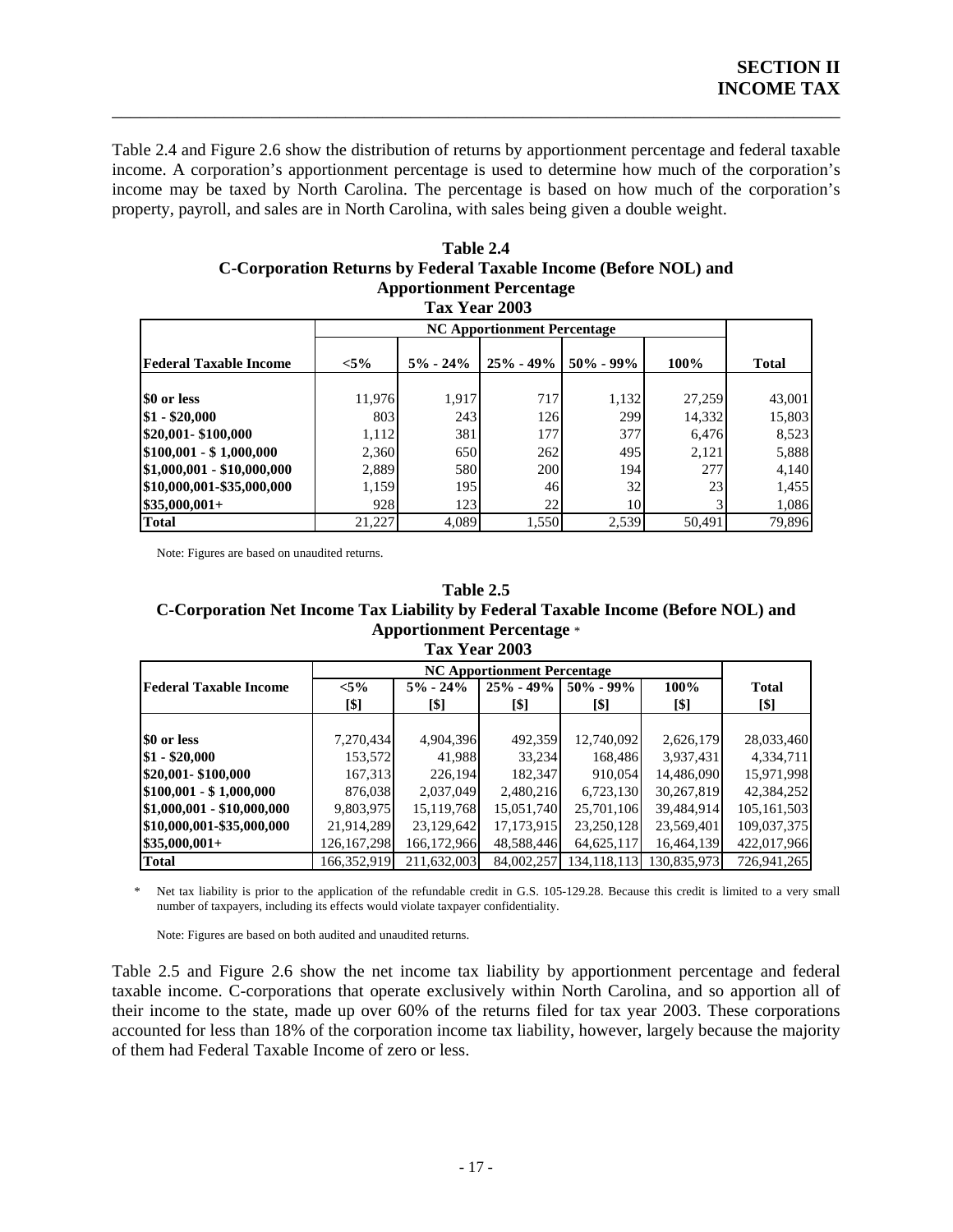Table 2.4 and Figure 2.6 show the distribution of returns by apportionment percentage and federal taxable income. A corporation's apportionment percentage is used to determine how much of the corporation's income may be taxed by North Carolina. The percentage is based on how much of the corporation's property, payroll, and sales are in North Carolina, with sales being given a double weight.

**Table 2.4**
**C-Corporation Returns by Federal Taxable Income (Before NOL) and Apportionment Percentage**
**Tax Year 2003**

| | NC Apportionment Percentage | | | | | |
|---|---|---|---|---|---|---|
| **Federal Taxable Income** | **<5%** | **5% - 24%** | **25% - 49%** | **50% - 99%** | **100%** | **Total** |
| **$0 or less** | 11,976 | 1,917 | 717 | 1,132 | 27,259 | 43,001 |
| **$1 - $20,000** | 803 | 243 | 126 | 299 | 14,332 | 15,803 |
| **$20,001- $100,000** | 1,112 | 381 | 177 | 377 | 6,476 | 8,523 |
| **$100,001 - $ 1,000,000** | 2,360 | 650 | 262 | 495 | 2,121 | 5,888 |
| **$1,000,001 - $10,000,000** | 2,889 | 580 | 200 | 194 | 277 | 4,140 |
| **$10,000,001-$35,000,000** | 1,159 | 195 | 46 | 32 | 23 | 1,455 |
| **$35,000,001+** | 928 | 123 | 22 | 10 | 3 | 1,086 |
| **Total** | 21,227 | 4,089 | 1,550 | 2,539 | 50,491 | 79,896 |

Note: Figures are based on unaudited returns.

**Table 2.5**
**C-Corporation Net Income Tax Liability by Federal Taxable Income (Before NOL) and Apportionment Percentage** *
**Tax Year 2003**

| | NC Apportionment Percentage | | | | | |
|---|---|---|---|---|---|---|
| **Federal Taxable Income** | **<5% [$]** | **5% - 24% [$]** | **25% - 49% [$]** | **50% - 99% [$]** | **100% [$]** | **Total [$]** |
| **$0 or less** | 7,270,434 | 4,904,396 | 492,359 | 12,740,092 | 2,626,179 | 28,033,460 |
| **$1 - $20,000** | 153,572 | 41,988 | 33,234 | 168,486 | 3,937,431 | 4,334,711 |
| **$20,001- $100,000** | 167,313 | 226,194 | 182,347 | 910,054 | 14,486,090 | 15,971,998 |
| **$100,001 - $ 1,000,000** | 876,038 | 2,037,049 | 2,480,216 | 6,723,130 | 30,267,819 | 42,384,252 |
| **$1,000,001 - $10,000,000** | 9,803,975 | 15,119,768 | 15,051,740 | 25,701,106 | 39,484,914 | 105,161,503 |
| **$10,000,001-$35,000,000** | 21,914,289 | 23,129,642 | 17,173,915 | 23,250,128 | 23,569,401 | 109,037,375 |
| **$35,000,001+** | 126,167,298 | 166,172,966 | 48,588,446 | 64,625,117 | 16,464,139 | 422,017,966 |
| **Total** | 166,352,919 | 211,632,003 | 84,002,257 | 134,118,113 | 130,835,973 | 726,941,265 |

\* Net tax liability is prior to the application of the refundable credit in G.S. 105-129.28. Because this credit is limited to a very small number of taxpayers, including its effects would violate taxpayer confidentiality.

Note: Figures are based on both audited and unaudited returns.

Table 2.5 and Figure 2.6 show the net income tax liability by apportionment percentage and federal taxable income. C-corporations that operate exclusively within North Carolina, and so apportion all of their income to the state, made up over 60% of the returns filed for tax year 2003. These corporations accounted for less than 18% of the corporation income tax liability, however, largely because the majority of them had Federal Taxable Income of zero or less.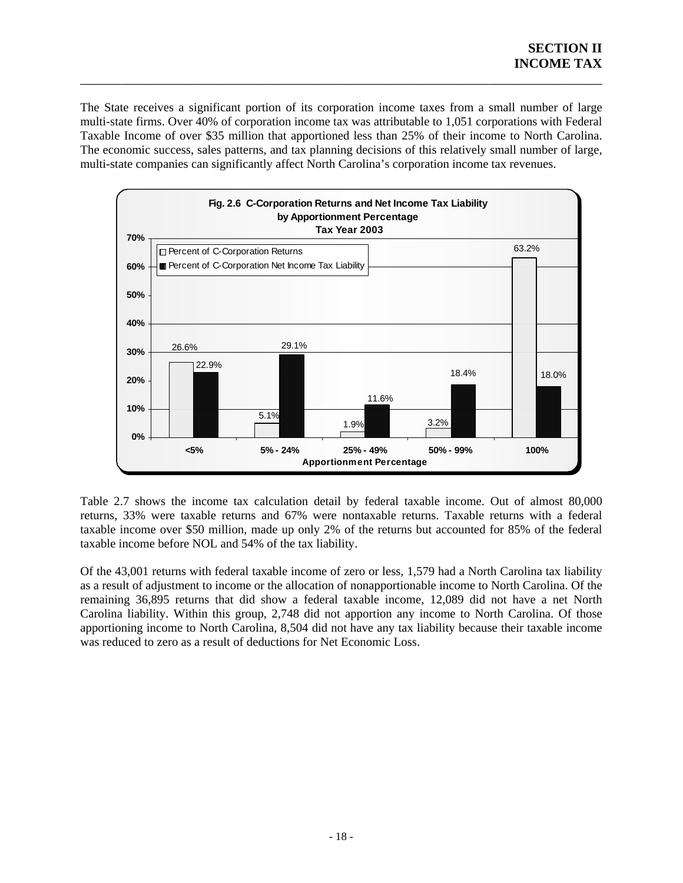The State receives a significant portion of its corporation income taxes from a small number of large multi-state firms. Over 40% of corporation income tax was attributable to 1,051 corporations with Federal Taxable Income of over $35 million that apportioned less than 25% of their income to North Carolina. The economic success, sales patterns, and tax planning decisions of this relatively small number of large, multi-state companies can significantly affect North Carolina's corporation income tax revenues.

**Fig. 2.6 C-Corporation Returns and Net Income Tax Liability by Apportionment Percentage Tax Year 2003**

| Apportionment Percentage | Percent of C-Corporation Returns | Percent of C-Corporation Net Income Tax Liability |
|---|---|---|
| <5% | 26.6% | 22.9% |
| 5% - 24% | 5.1% | 29.1% |
| 25% - 49% | 1.9% | 11.6% |
| 50% - 99% | 3.2% | 18.4% |
| 100% | 63.2% | 18.0% |

Table 2.7 shows the income tax calculation detail by federal taxable income. Out of almost 80,000 returns, 33% were taxable returns and 67% were nontaxable returns. Taxable returns with a federal taxable income over $50 million, made up only 2% of the returns but accounted for 85% of the federal taxable income before NOL and 54% of the tax liability.

Of the 43,001 returns with federal taxable income of zero or less, 1,579 had a North Carolina tax liability as a result of adjustment to income or the allocation of nonapportionable income to North Carolina. Of the remaining 36,895 returns that did show a federal taxable income, 12,089 did not have a net North Carolina liability. Within this group, 2,748 did not apportion any income to North Carolina. Of those apportioning income to North Carolina, 8,504 did not have any tax liability because their taxable income was reduced to zero as a result of deductions for Net Economic Loss.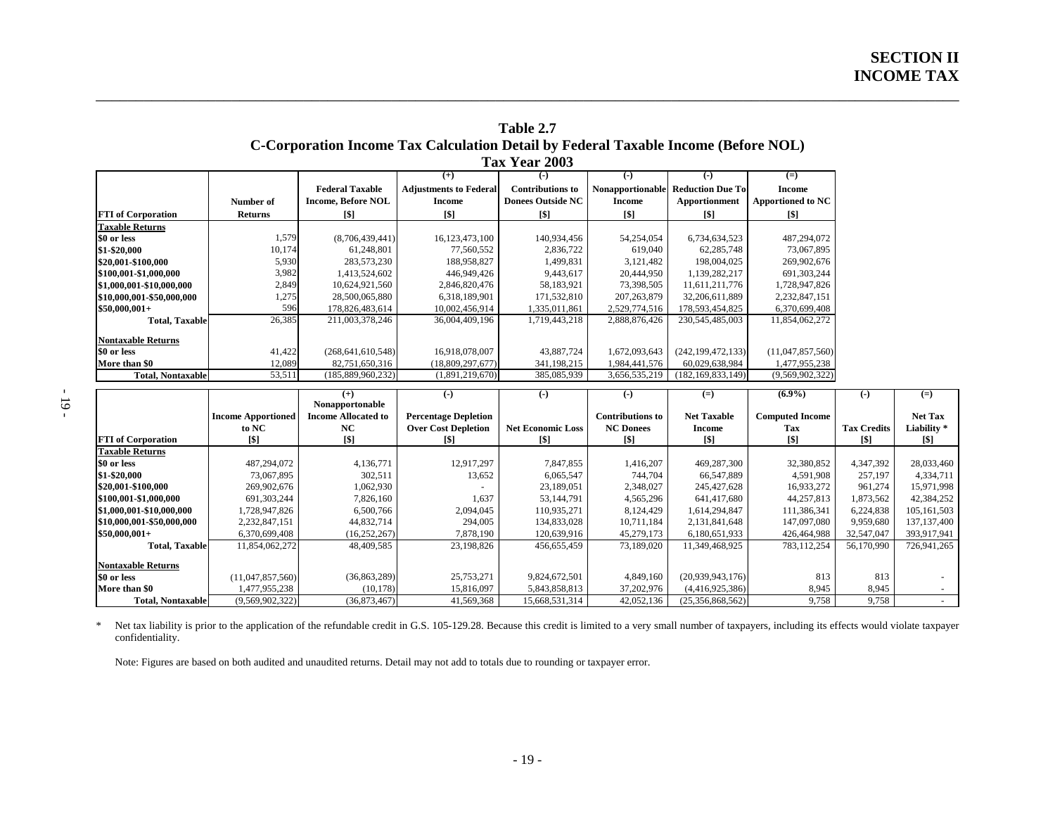# Table 2.7

## C-Corporation Income Tax Calculation Detail by Federal Taxable Income (Before NOL)

### Tax Year 2003

| | | | (+) | (-) | (-) | (-) | (=) |
|---|---|---|---|---|---|---|---|
| FTI of Corporation | Number of Returns | Federal Taxable Income, Before NOL [$] | Adjustments to Federal Income [$] | Contributions to Donees Outside NC [$] | Nonapportionable Income [$] | Reduction Due To Apportionment [$] | Income Apportioned to NC [$] |
| **Taxable Returns** | | | | | | | |
| $0 or less | 1,579 | (8,706,439,441) | 16,123,473,100 | 140,934,456 | 54,254,054 | 6,734,634,523 | 487,294,072 |
| $1-$20,000 | 10,174 | 61,248,801 | 77,560,552 | 2,836,722 | 619,040 | 62,285,748 | 73,067,895 |
| $20,001-$100,000 | 5,930 | 283,573,230 | 188,958,827 | 1,499,831 | 3,121,482 | 198,004,025 | 269,902,676 |
| $100,001-$1,000,000 | 3,982 | 1,413,524,602 | 446,949,426 | 9,443,617 | 20,444,950 | 1,139,282,217 | 691,303,244 |
| $1,000,001-$10,000,000 | 2,849 | 10,624,921,560 | 2,846,820,476 | 58,183,921 | 73,398,505 | 11,611,211,776 | 1,728,947,826 |
| $10,000,001-$50,000,000 | 1,275 | 28,500,065,880 | 6,318,189,901 | 171,532,810 | 207,263,879 | 32,206,611,889 | 2,232,847,151 |
| $50,000,001+ | 596 | 178,826,483,614 | 10,002,456,914 | 1,335,011,861 | 2,529,774,516 | 178,593,454,825 | 6,370,699,408 |
| **Total, Taxable** | 26,385 | 211,003,378,246 | 36,004,409,196 | 1,719,443,218 | 2,888,876,426 | 230,545,485,003 | 11,854,062,272 |
| **Nontaxable Returns** | | | | | | | |
| $0 or less | 41,422 | (268,641,610,548) | 16,918,078,007 | 43,887,724 | 1,672,093,643 | (242,199,472,133) | (11,047,857,560) |
| More than $0 | 12,089 | 82,751,650,316 | (18,809,297,677) | 341,198,215 | 1,984,441,576 | 60,029,638,984 | 1,477,955,238 |
| **Total, Nontaxable** | 53,511 | (185,889,960,232) | (1,891,219,670) | 385,085,939 | 3,656,535,219 | (182,169,833,149) | (9,569,902,322) |

| | | (+) | (-) | (-) | (-) | (=) | (6.9%) | (-) | (=) |
|---|---|---|---|---|---|---|---|---|---|
| FTI of Corporation | Income Apportioned to NC [$] | Nonapportonable Income Allocated to NC [$] | Percentage Depletion Over Cost Depletion [$] | Net Economic Loss [$] | Contributions to NC Donees [$] | Net Taxable Income [$] | Computed Income Tax [$] | Tax Credits [$] | Net Tax Liability * [$] |
| **Taxable Returns** | | | | | | | | | |
| $0 or less | 487,294,072 | 4,136,771 | 12,917,297 | 7,847,855 | 1,416,207 | 469,287,300 | 32,380,852 | 4,347,392 | 28,033,460 |
| $1-$20,000 | 73,067,895 | 302,511 | 13,652 | 6,065,547 | 744,704 | 66,547,889 | 4,591,908 | 257,197 | 4,334,711 |
| $20,001-$100,000 | 269,902,676 | 1,062,930 | - | 23,189,051 | 2,348,027 | 245,427,628 | 16,933,272 | 961,274 | 15,971,998 |
| $100,001-$1,000,000 | 691,303,244 | 7,826,160 | 1,637 | 53,144,791 | 4,565,296 | 641,417,680 | 44,257,813 | 1,873,562 | 42,384,252 |
| $1,000,001-$10,000,000 | 1,728,947,826 | 6,500,766 | 2,094,045 | 110,935,271 | 8,124,429 | 1,614,294,847 | 111,386,341 | 6,224,838 | 105,161,503 |
| $10,000,001-$50,000,000 | 2,232,847,151 | 44,832,714 | 294,005 | 134,833,028 | 10,711,184 | 2,131,841,648 | 147,097,080 | 9,959,680 | 137,137,400 |
| $50,000,001+ | 6,370,699,408 | (16,252,267) | 7,878,190 | 120,639,916 | 45,279,173 | 6,180,651,933 | 426,464,988 | 32,547,047 | 393,917,941 |
| **Total, Taxable** | 11,854,062,272 | 48,409,585 | 23,198,826 | 456,655,459 | 73,189,020 | 11,349,468,925 | 783,112,254 | 56,170,990 | 726,941,265 |
| **Nontaxable Returns** | | | | | | | | | |
| $0 or less | (11,047,857,560) | (36,863,289) | 25,753,271 | 9,824,672,501 | 4,849,160 | (20,939,943,176) | 813 | 813 | - |
| More than $0 | 1,477,955,238 | (10,178) | 15,816,097 | 5,843,858,813 | 37,202,976 | (4,416,925,386) | 8,945 | 8,945 | - |
| **Total, Nontaxable** | (9,569,902,322) | (36,873,467) | 41,569,368 | 15,668,531,314 | 42,052,136 | (25,356,868,562) | 9,758 | 9,758 | - |

\* Net tax liability is prior to the application of the refundable credit in G.S. 105-129.28. Because this credit is limited to a very small number of taxpayers, including its effects would violate taxpayer confidentiality.

Note: Figures are based on both audited and unaudited returns. Detail may not add to totals due to rounding or taxpayer error.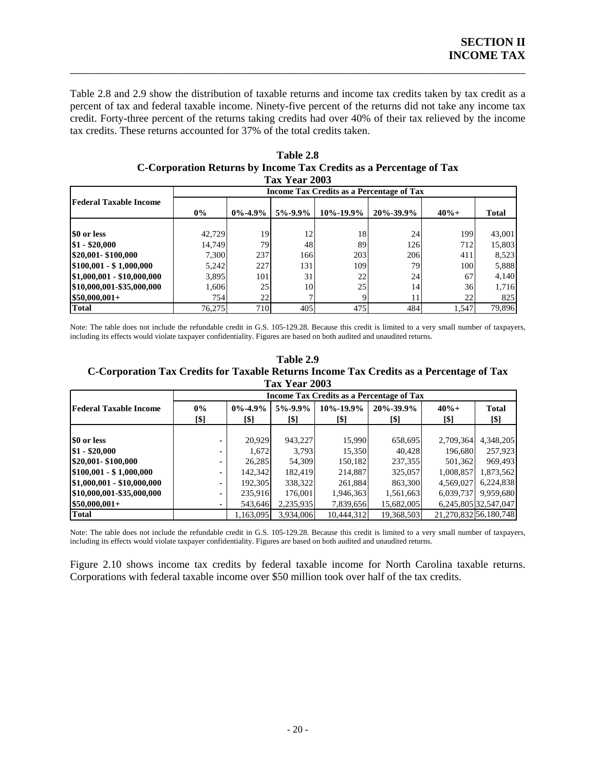Table 2.8 and 2.9 show the distribution of taxable returns and income tax credits taken by tax credit as a percent of tax and federal taxable income. Ninety-five percent of the returns did not take any income tax credit. Forty-three percent of the returns taking credits had over 40% of their tax relieved by the income tax credits. These returns accounted for 37% of the total credits taken.

**Table 2.8**
**C-Corporation Returns by Income Tax Credits as a Percentage of Tax**
**Tax Year 2003**

| Federal Taxable Income | Income Tax Credits as a Percentage of Tax | | | | | | |
|---|---|---|---|---|---|---|---|
| | 0% | 0%-4.9% | 5%-9.9% | 10%-19.9% | 20%-39.9% | 40%+ | Total |
| $0 or less | 42,729 | 19 | 12 | 18 | 24 | 199 | 43,001 |
| $1 - $20,000 | 14,749 | 79 | 48 | 89 | 126 | 712 | 15,803 |
| $20,001- $100,000 | 7,300 | 237 | 166 | 203 | 206 | 411 | 8,523 |
| $100,001 - $ 1,000,000 | 5,242 | 227 | 131 | 109 | 79 | 100 | 5,888 |
| $1,000,001 - $10,000,000 | 3,895 | 101 | 31 | 22 | 24 | 67 | 4,140 |
| $10,000,001-$35,000,000 | 1,606 | 25 | 10 | 25 | 14 | 36 | 1,716 |
| $50,000,001+ | 754 | 22 | 7 | 9 | 11 | 22 | 825 |
| **Total** | 76,275 | 710 | 405 | 475 | 484 | 1,547 | 79,896 |

Note: The table does not include the refundable credit in G.S. 105-129.28. Because this credit is limited to a very small number of taxpayers, including its effects would violate taxpayer confidentiality. Figures are based on both audited and unaudited returns.

**Table 2.9**
**C-Corporation Tax Credits for Taxable Returns Income Tax Credits as a Percentage of Tax**
**Tax Year 2003**

| Federal Taxable Income | Income Tax Credits as a Percentage of Tax | | | | | | |
|---|---|---|---|---|---|---|---|
| | 0% [$] | 0%-4.9% [$] | 5%-9.9% [$] | 10%-19.9% [$] | 20%-39.9% [$] | 40%+ [$] | Total [$] |
| $0 or less | - | 20,929 | 943,227 | 15,990 | 658,695 | 2,709,364 | 4,348,205 |
| $1 - $20,000 | - | 1,672 | 3,793 | 15,350 | 40,428 | 196,680 | 257,923 |
| $20,001- $100,000 | - | 26,285 | 54,309 | 150,182 | 237,355 | 501,362 | 969,493 |
| $100,001 - $ 1,000,000 | - | 142,342 | 182,419 | 214,887 | 325,057 | 1,008,857 | 1,873,562 |
| $1,000,001 - $10,000,000 | - | 192,305 | 338,322 | 261,884 | 863,300 | 4,569,027 | 6,224,838 |
| $10,000,001-$35,000,000 | - | 235,916 | 176,001 | 1,946,363 | 1,561,663 | 6,039,737 | 9,959,680 |
| $50,000,001+ | - | 543,646 | 2,235,935 | 7,839,656 | 15,682,005 | 6,245,805 | 32,547,047 |
| **Total** | | 1,163,095 | 3,934,006 | 10,444,312 | 19,368,503 | 21,270,832 | 56,180,748 |

Note: The table does not include the refundable credit in G.S. 105-129.28. Because this credit is limited to a very small number of taxpayers, including its effects would violate taxpayer confidentiality. Figures are based on both audited and unaudited returns.

Figure 2.10 shows income tax credits by federal taxable income for North Carolina taxable returns. Corporations with federal taxable income over $50 million took over half of the tax credits.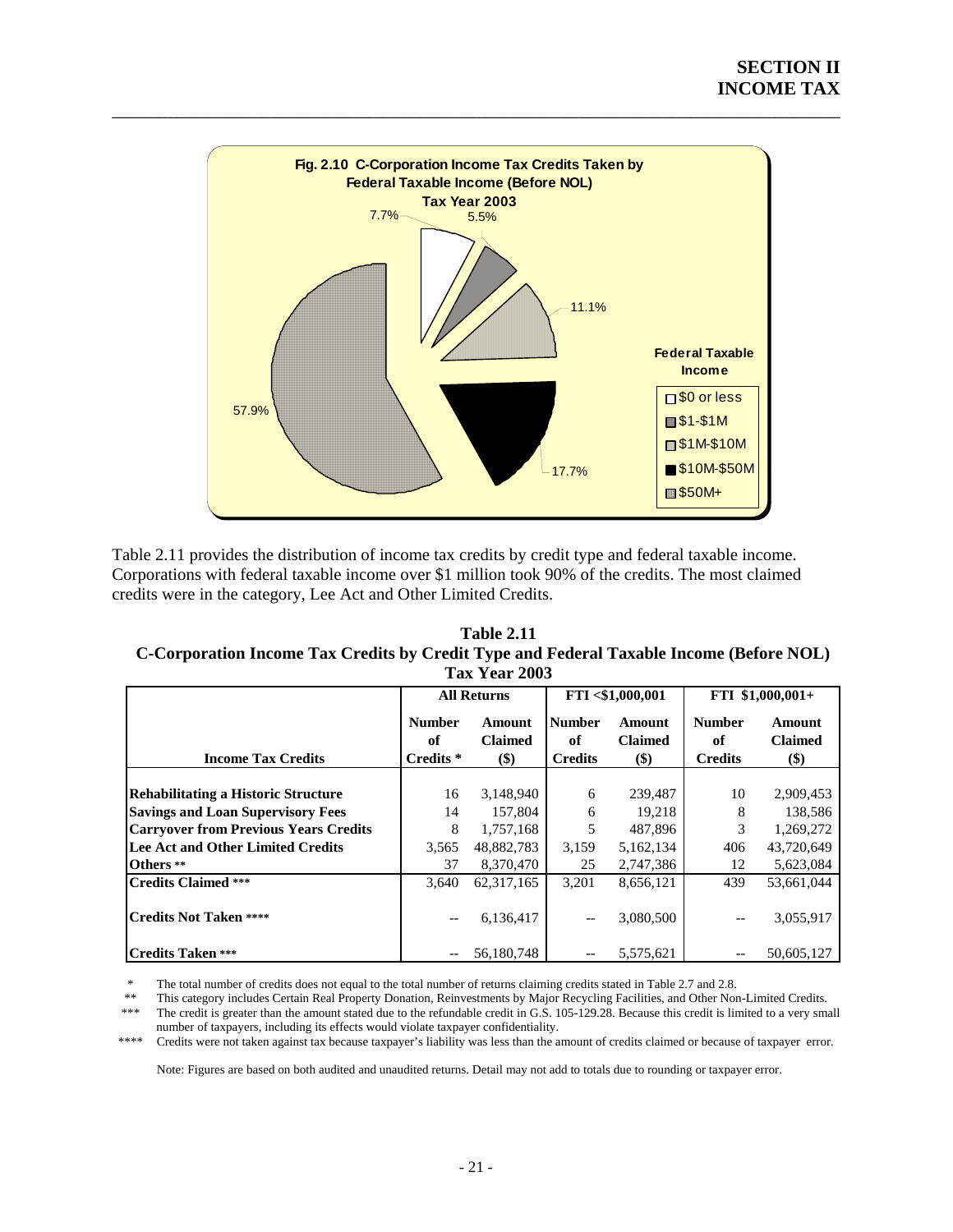Fig. 2.10 C-Corporation Income Tax Credits Taken by Federal Taxable Income (Before NOL)
Tax Year 2003

Federal Taxable Income: $0 or less 7.7%; $1-$1M 5.5%; $1M-$10M 11.1%; $10M-$50M 17.7%; $50M+ 57.9%

Table 2.11 provides the distribution of income tax credits by credit type and federal taxable income. Corporations with federal taxable income over $1 million took 90% of the credits. The most claimed credits were in the category, Lee Act and Other Limited Credits.

**Table 2.11**
**C-Corporation Income Tax Credits by Credit Type and Federal Taxable Income (Before NOL)**
**Tax Year 2003**

| | All Returns | | FTI <$1,000,001 | | FTI $1,000,001+ | |
|---|---|---|---|---|---|---|
| **Income Tax Credits** | **Number of Credits *** | **Amount Claimed ($)** | **Number of Credits** | **Amount Claimed ($)** | **Number of Credits** | **Amount Claimed ($)** |
| **Rehabilitating a Historic Structure** | 16 | 3,148,940 | 6 | 239,487 | 10 | 2,909,453 |
| **Savings and Loan Supervisory Fees** | 14 | 157,804 | 6 | 19,218 | 8 | 138,586 |
| **Carryover from Previous Years Credits** | 8 | 1,757,168 | 5 | 487,896 | 3 | 1,269,272 |
| **Lee Act and Other Limited Credits** | 3,565 | 48,882,783 | 3,159 | 5,162,134 | 406 | 43,720,649 |
| **Others **** | 37 | 8,370,470 | 25 | 2,747,386 | 12 | 5,623,084 |
| **Credits Claimed ***** | 3,640 | 62,317,165 | 3,201 | 8,656,121 | 439 | 53,661,044 |
| **Credits Not Taken ******* | -- | 6,136,417 | -- | 3,080,500 | -- | 3,055,917 |
| **Credits Taken ***** | -- | 56,180,748 | -- | 5,575,621 | -- | 50,605,127 |

\* The total number of credits does not equal to the total number of returns claiming credits stated in Table 2.7 and 2.8.

\*\* This category includes Certain Real Property Donation, Reinvestments by Major Recycling Facilities, and Other Non-Limited Credits.

\*\*\* The credit is greater than the amount stated due to the refundable credit in G.S. 105-129.28. Because this credit is limited to a very small number of taxpayers, including its effects would violate taxpayer confidentiality.

\*\*\*\* Credits were not taken against tax because taxpayer's liability was less than the amount of credits claimed or because of taxpayer error.

Note: Figures are based on both audited and unaudited returns. Detail may not add to totals due to rounding or taxpayer error.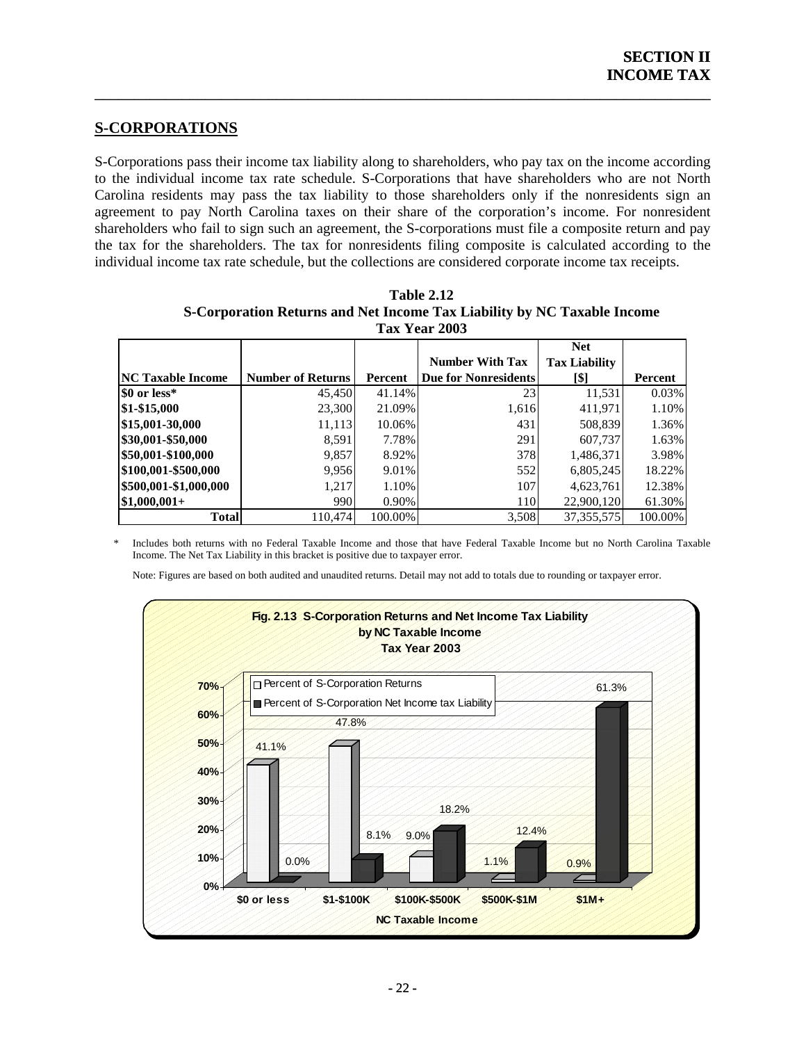## S-CORPORATIONS

S-Corporations pass their income tax liability along to shareholders, who pay tax on the income according to the individual income tax rate schedule. S-Corporations that have shareholders who are not North Carolina residents may pass the tax liability to those shareholders only if the nonresidents sign an agreement to pay North Carolina taxes on their share of the corporation's income. For nonresident shareholders who fail to sign such an agreement, the S-corporations must file a composite return and pay the tax for the shareholders. The tax for nonresidents filing composite is calculated according to the individual income tax rate schedule, but the collections are considered corporate income tax receipts.

**Table 2.12**
**S-Corporation Returns and Net Income Tax Liability by NC Taxable Income**
**Tax Year 2003**

| NC Taxable Income | Number of Returns | Percent | Number With Tax Due for Nonresidents | Net Tax Liability [$] | Percent |
|---|---|---|---|---|---|
| $0 or less* | 45,450 | 41.14% | 23 | 11,531 | 0.03% |
| $1-$15,000 | 23,300 | 21.09% | 1,616 | 411,971 | 1.10% |
| $15,001-30,000 | 11,113 | 10.06% | 431 | 508,839 | 1.36% |
| $30,001-$50,000 | 8,591 | 7.78% | 291 | 607,737 | 1.63% |
| $50,001-$100,000 | 9,857 | 8.92% | 378 | 1,486,371 | 3.98% |
| $100,001-$500,000 | 9,956 | 9.01% | 552 | 6,805,245 | 18.22% |
| $500,001-$1,000,000 | 1,217 | 1.10% | 107 | 4,623,761 | 12.38% |
| $1,000,001+ | 990 | 0.90% | 110 | 22,900,120 | 61.30% |
| **Total** | 110,474 | 100.00% | 3,508 | 37,355,575 | 100.00% |

\* Includes both returns with no Federal Taxable Income and those that have Federal Taxable Income but no North Carolina Taxable Income. The Net Tax Liability in this bracket is positive due to taxpayer error.

Note: Figures are based on both audited and unaudited returns. Detail may not add to totals due to rounding or taxpayer error.

**Fig. 2.13 S-Corporation Returns and Net Income Tax Liability by NC Taxable Income Tax Year 2003**

| NC Taxable Income | Percent of S-Corporation Returns | Percent of S-Corporation Net Income tax Liability |
|---|---|---|
| $0 or less | 41.1% | 0.0% |
| $1-$100K | 47.8% | 8.1% |
| $100K-$500K | 9.0% | 18.2% |
| $500K-$1M | 1.1% | 12.4% |
| $1M+ | 0.9% | 61.3% |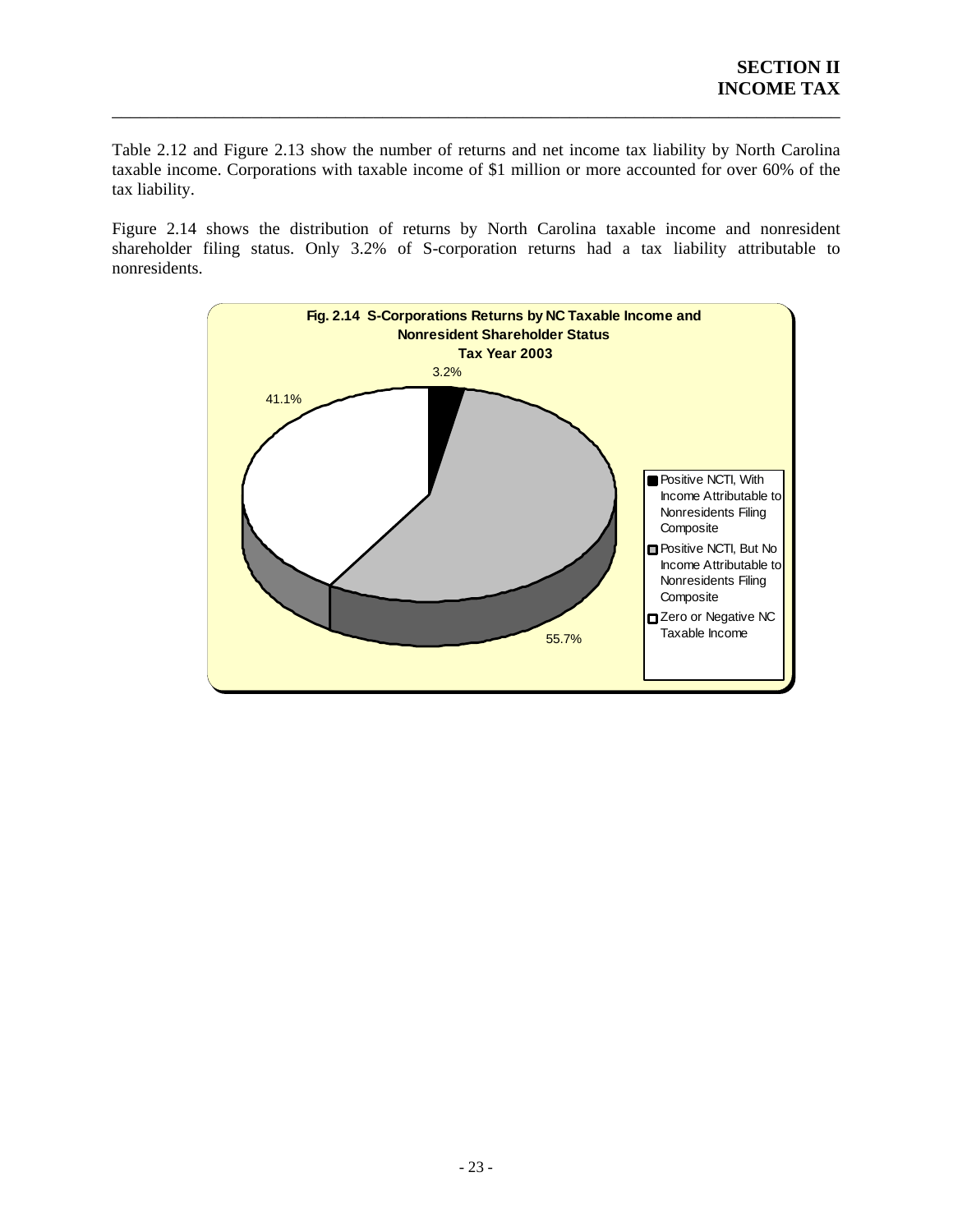Table 2.12 and Figure 2.13 show the number of returns and net income tax liability by North Carolina taxable income. Corporations with taxable income of $1 million or more accounted for over 60% of the tax liability.

Figure 2.14 shows the distribution of returns by North Carolina taxable income and nonresident shareholder filing status. Only 3.2% of S-corporation returns had a tax liability attributable to nonresidents.

**Fig. 2.14 S-Corporations Returns by NC Taxable Income and Nonresident Shareholder Status Tax Year 2003**

| Category | Percent |
|---|---|
| Positive NCTI, With Income Attributable to Nonresidents Filing Composite | 3.2% |
| Positive NCTI, But No Income Attributable to Nonresidents Filing Composite | 55.7% |
| Zero or Negative NC Taxable Income | 41.1% |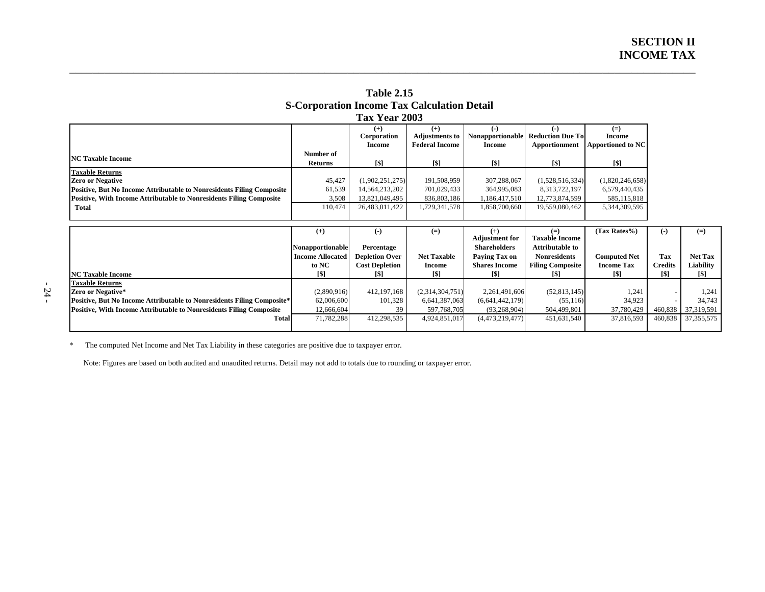# Table 2.15
## S-Corporation Income Tax Calculation Detail
### Tax Year 2003

| NC Taxable Income | Number of Returns | (+) Corporation Income [$] | (+) Adjustments to Federal Income [$] | (-) Nonapportionable Income [$] | (-) Reduction Due To Apportionment [$] | (=) Income Apportioned to NC [$] |
|---|---|---|---|---|---|---|
| **Taxable Returns** | | | | | | |
| **Zero or Negative** | 45,427 | (1,902,251,275) | 191,508,959 | 307,288,067 | (1,528,516,334) | (1,820,246,658) |
| **Positive, But No Income Attributable to Nonresidents Filing Composite** | 61,539 | 14,564,213,202 | 701,029,433 | 364,995,083 | 8,313,722,197 | 6,579,440,435 |
| **Positive, With Income Attributable to Nonresidents Filing Composite** | 3,508 | 13,821,049,495 | 836,803,186 | 1,186,417,510 | 12,773,874,599 | 585,115,818 |
| **Total** | 110,474 | 26,483,011,422 | 1,729,341,578 | 1,858,700,660 | 19,559,080,462 | 5,344,309,595 |

| NC Taxable Income | (+) Nonapportionable Income Allocated to NC [$] | (-) Percentage Depletion Over Cost Depletion [$] | (=) Net Taxable Income [$] | (+) Adjustment for Shareholders Paying Tax on Shares Income [$] | (=) Taxable Income Attributable to Nonresidents Filing Composite [$] | (Tax Rates%) Computed Net Income Tax [$] | (-) Tax Credits [$] | (=) Net Tax Liability [$] |
|---|---|---|---|---|---|---|---|---|
| **Taxable Returns** | | | | | | | | |
| **Zero or Negative*** | (2,890,916) | 412,197,168 | (2,314,304,751) | 2,261,491,606 | (52,813,145) | 1,241 | - | 1,241 |
| **Positive, But No Income Attributable to Nonresidents Filing Composite*** | 62,006,600 | 101,328 | 6,641,387,063 | (6,641,442,179) | (55,116) | 34,923 | - | 34,743 |
| **Positive, With Income Attributable to Nonresidents Filing Composite** | 12,666,604 | 39 | 597,768,705 | (93,268,904) | 504,499,801 | 37,780,429 | 460,838 | 37,319,591 |
| **Total** | 71,782,288 | 412,298,535 | 4,924,851,017 | (4,473,219,477) | 451,631,540 | 37,816,593 | 460,838 | 37,355,575 |

\* The computed Net Income and Net Tax Liability in these categories are positive due to taxpayer error.

Note: Figures are based on both audited and unaudited returns. Detail may not add to totals due to rounding or taxpayer error.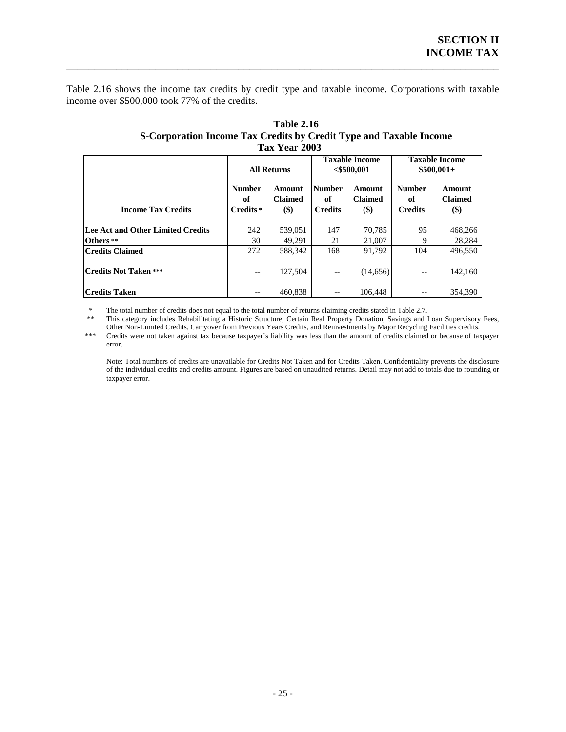Table 2.16 shows the income tax credits by credit type and taxable income. Corporations with taxable income over $500,000 took 77% of the credits.

**Table 2.16**
**S-Corporation Income Tax Credits by Credit Type and Taxable Income**
**Tax Year 2003**

| Income Tax Credits | All Returns | | Taxable Income <$500,001 | | Taxable Income $500,001+ | |
|---|---|---|---|---|---|---|
| | Number of Credits * | Amount Claimed ($) | Number of Credits | Amount Claimed ($) | Number of Credits | Amount Claimed ($) |
| **Lee Act and Other Limited Credits** | 242 | 539,051 | 147 | 70,785 | 95 | 468,266 |
| **Others** ** | 30 | 49,291 | 21 | 21,007 | 9 | 28,284 |
| **Credits Claimed** | 272 | 588,342 | 168 | 91,792 | 104 | 496,550 |
| **Credits Not Taken** *** | -- | 127,504 | -- | (14,656) | -- | 142,160 |
| **Credits Taken** | -- | 460,838 | -- | 106,448 | -- | 354,390 |

\* The total number of credits does not equal to the total number of returns claiming credits stated in Table 2.7.

\** This category includes Rehabilitating a Historic Structure, Certain Real Property Donation, Savings and Loan Supervisory Fees, Other Non-Limited Credits, Carryover from Previous Years Credits, and Reinvestments by Major Recycling Facilities credits.

\*** Credits were not taken against tax because taxpayer's liability was less than the amount of credits claimed or because of taxpayer error.

Note: Total numbers of credits are unavailable for Credits Not Taken and for Credits Taken. Confidentiality prevents the disclosure of the individual credits and credits amount. Figures are based on unaudited returns. Detail may not add to totals due to rounding or taxpayer error.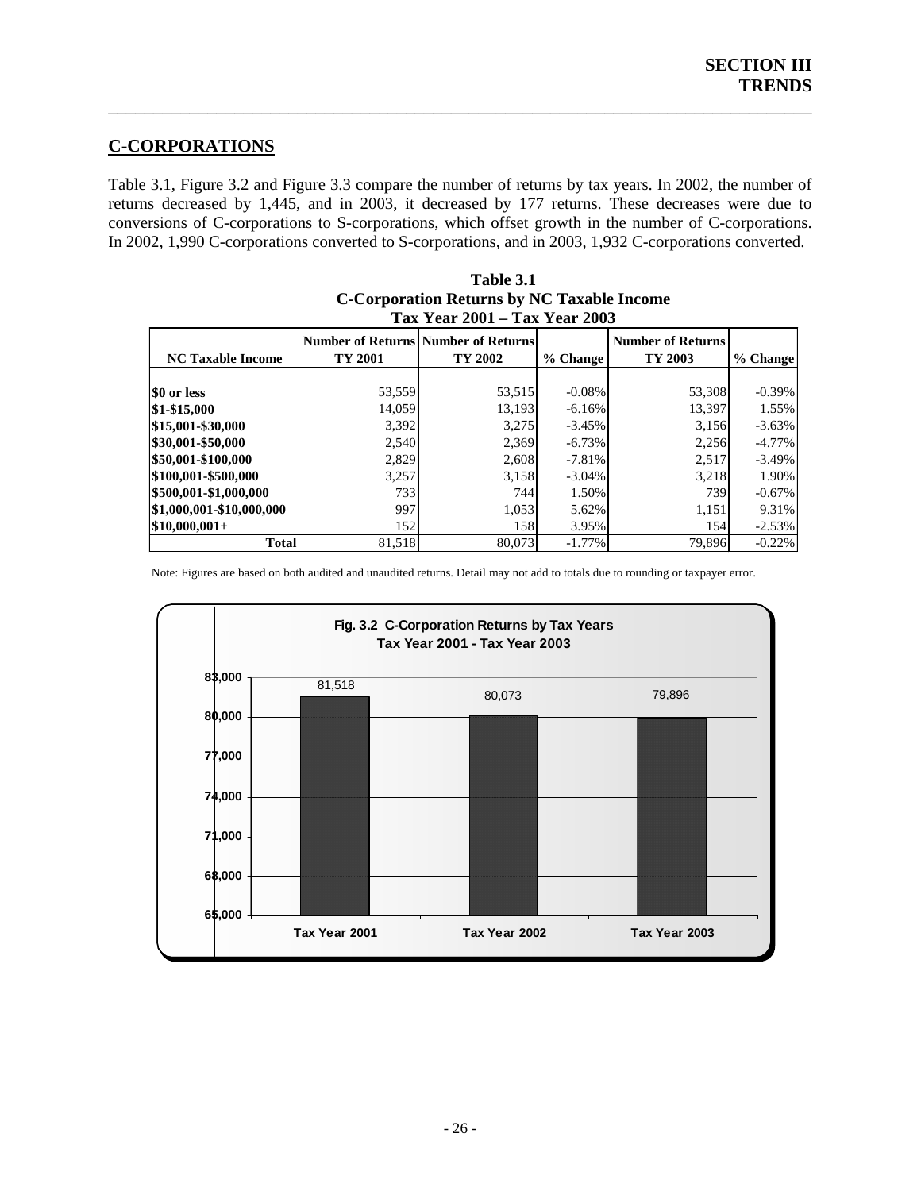## C-CORPORATIONS

Table 3.1, Figure 3.2 and Figure 3.3 compare the number of returns by tax years. In 2002, the number of returns decreased by 1,445, and in 2003, it decreased by 177 returns. These decreases were due to conversions of C-corporations to S-corporations, which offset growth in the number of C-corporations. In 2002, 1,990 C-corporations converted to S-corporations, and in 2003, 1,932 C-corporations converted.

**Table 3.1**
**C-Corporation Returns by NC Taxable Income**
**Tax Year 2001 – Tax Year 2003**

| NC Taxable Income | Number of Returns TY 2001 | Number of Returns TY 2002 | % Change | Number of Returns TY 2003 | % Change |
|---|---|---|---|---|---|
| $0 or less | 53,559 | 53,515 | -0.08% | 53,308 | -0.39% |
| $1-$15,000 | 14,059 | 13,193 | -6.16% | 13,397 | 1.55% |
| $15,001-$30,000 | 3,392 | 3,275 | -3.45% | 3,156 | -3.63% |
| $30,001-$50,000 | 2,540 | 2,369 | -6.73% | 2,256 | -4.77% |
| $50,001-$100,000 | 2,829 | 2,608 | -7.81% | 2,517 | -3.49% |
| $100,001-$500,000 | 3,257 | 3,158 | -3.04% | 3,218 | 1.90% |
| $500,001-$1,000,000 | 733 | 744 | 1.50% | 739 | -0.67% |
| $1,000,001-$10,000,000 | 997 | 1,053 | 5.62% | 1,151 | 9.31% |
| $10,000,001+ | 152 | 158 | 3.95% | 154 | -2.53% |
| **Total** | 81,518 | 80,073 | -1.77% | 79,896 | -0.22% |

Note: Figures are based on both audited and unaudited returns. Detail may not add to totals due to rounding or taxpayer error.

**Fig. 3.2 C-Corporation Returns by Tax Years**
**Tax Year 2001 - Tax Year 2003**

| Tax Year | Number of Returns |
|---|---|
| Tax Year 2001 | 81,518 |
| Tax Year 2002 | 80,073 |
| Tax Year 2003 | 79,896 |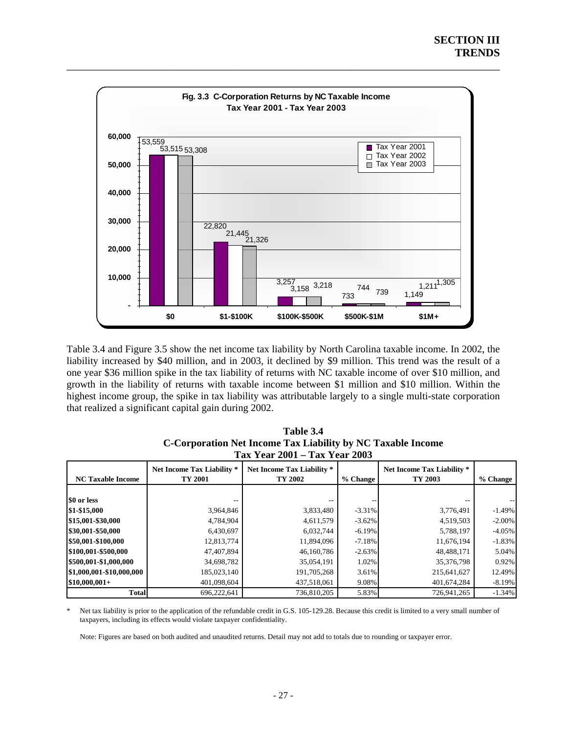**Fig. 3.3 C-Corporation Returns by NC Taxable Income**
**Tax Year 2001 - Tax Year 2003**

| NC Taxable Income | Tax Year 2001 | Tax Year 2002 | Tax Year 2003 |
|---|---|---|---|
| $0 | 53,559 | 53,515 | 53,308 |
| $1-$100K | 22,820 | 21,445 | 21,326 |
| $100K-$500K | 3,257 | 3,158 | 3,218 |
| $500K-$1M | 733 | 744 | 739 |
| $1M+ | 1,149 | 1,211 | 1,305 |

Table 3.4 and Figure 3.5 show the net income tax liability by North Carolina taxable income. In 2002, the liability increased by $40 million, and in 2003, it declined by $9 million. This trend was the result of a one year $36 million spike in the tax liability of returns with NC taxable income of over $10 million, and growth in the liability of returns with taxable income between $1 million and $10 million. Within the highest income group, the spike in tax liability was attributable largely to a single multi-state corporation that realized a significant capital gain during 2002.

**Table 3.4**
**C-Corporation Net Income Tax Liability by NC Taxable Income**
**Tax Year 2001 – Tax Year 2003**

| NC Taxable Income | Net Income Tax Liability * TY 2001 | Net Income Tax Liability * TY 2002 | % Change | Net Income Tax Liability * TY 2003 | % Change |
|---|---|---|---|---|---|
| **$0 or less** | -- | -- | -- | -- | -- |
| **$1-$15,000** | 3,964,846 | 3,833,480 | -3.31% | 3,776,491 | -1.49% |
| **$15,001-$30,000** | 4,784,904 | 4,611,579 | -3.62% | 4,519,503 | -2.00% |
| **$30,001-$50,000** | 6,430,697 | 6,032,744 | -6.19% | 5,788,197 | -4.05% |
| **$50,001-$100,000** | 12,813,774 | 11,894,096 | -7.18% | 11,676,194 | -1.83% |
| **$100,001-$500,000** | 47,407,894 | 46,160,786 | -2.63% | 48,488,171 | 5.04% |
| **$500,001-$1,000,000** | 34,698,782 | 35,054,191 | 1.02% | 35,376,798 | 0.92% |
| **$1,000,001-$10,000,000** | 185,023,140 | 191,705,268 | 3.61% | 215,641,627 | 12.49% |
| **$10,000,001+** | 401,098,604 | 437,518,061 | 9.08% | 401,674,284 | -8.19% |
| **Total** | 696,222,641 | 736,810,205 | 5.83% | 726,941,265 | -1.34% |

\* Net tax liability is prior to the application of the refundable credit in G.S. 105-129.28. Because this credit is limited to a very small number of taxpayers, including its effects would violate taxpayer confidentiality.

Note: Figures are based on both audited and unaudited returns. Detail may not add to totals due to rounding or taxpayer error.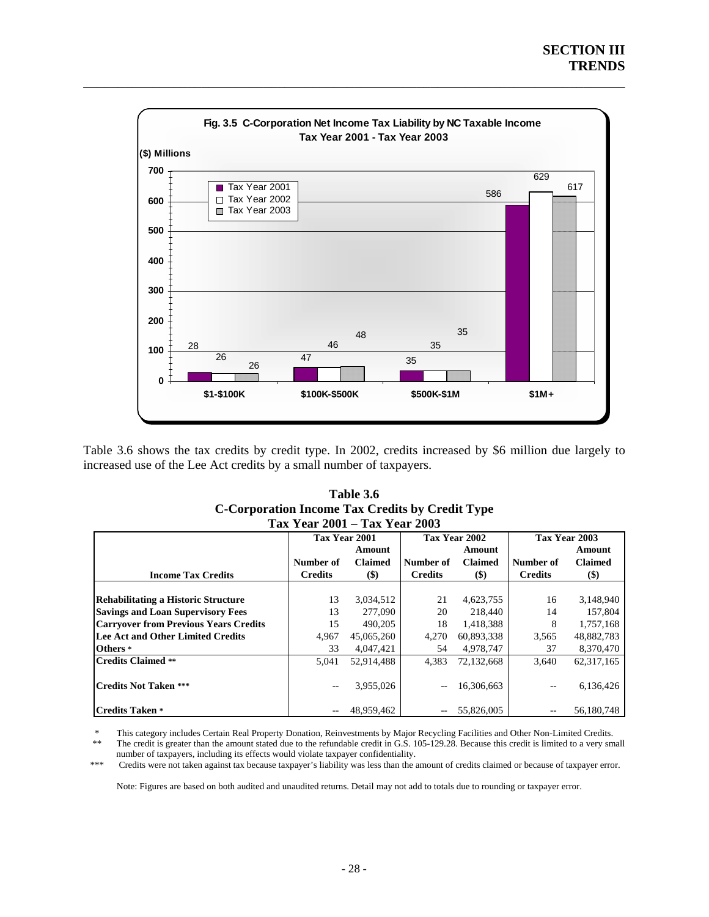**Fig. 3.5 C-Corporation Net Income Tax Liability by NC Taxable Income**
**Tax Year 2001 - Tax Year 2003**

($) Millions

| NC Taxable Income | Tax Year 2001 | Tax Year 2002 | Tax Year 2003 |
|---|---|---|---|
| $1-$100K | 28 | 26 | 26 |
| $100K-$500K | 47 | 46 | 48 |
| $500K-$1M | 35 | 35 | 35 |
| $1M+ | 586 | 629 | 617 |

Table 3.6 shows the tax credits by credit type. In 2002, credits increased by $6 million due largely to increased use of the Lee Act credits by a small number of taxpayers.

**Table 3.6**
**C-Corporation Income Tax Credits by Credit Type**
**Tax Year 2001 – Tax Year 2003**

| | Tax Year 2001 | | Tax Year 2002 | | Tax Year 2003 | |
|---|---|---|---|---|---|---|
| **Income Tax Credits** | **Number of Credits** | **Amount Claimed ($)** | **Number of Credits** | **Amount Claimed ($)** | **Number of Credits** | **Amount Claimed ($)** |
| **Rehabilitating a Historic Structure** | 13 | 3,034,512 | 21 | 4,623,755 | 16 | 3,148,940 |
| **Savings and Loan Supervisory Fees** | 13 | 277,090 | 20 | 218,440 | 14 | 157,804 |
| **Carryover from Previous Years Credits** | 15 | 490,205 | 18 | 1,418,388 | 8 | 1,757,168 |
| **Lee Act and Other Limited Credits** | 4,967 | 45,065,260 | 4,270 | 60,893,338 | 3,565 | 48,882,783 |
| **Others** * | 33 | 4,047,421 | 54 | 4,978,747 | 37 | 8,370,470 |
| **Credits Claimed** ** | 5,041 | 52,914,488 | 4,383 | 72,132,668 | 3,640 | 62,317,165 |
| **Credits Not Taken** *** | -- | 3,955,026 | -- | 16,306,663 | -- | 6,136,426 |
| **Credits Taken** * | -- | 48,959,462 | -- | 55,826,005 | -- | 56,180,748 |

\* This category includes Certain Real Property Donation, Reinvestments by Major Recycling Facilities and Other Non-Limited Credits.

\** The credit is greater than the amount stated due to the refundable credit in G.S. 105-129.28. Because this credit is limited to a very small number of taxpayers, including its effects would violate taxpayer confidentiality.

\*** Credits were not taken against tax because taxpayer's liability was less than the amount of credits claimed or because of taxpayer error.

Note: Figures are based on both audited and unaudited returns. Detail may not add to totals due to rounding or taxpayer error.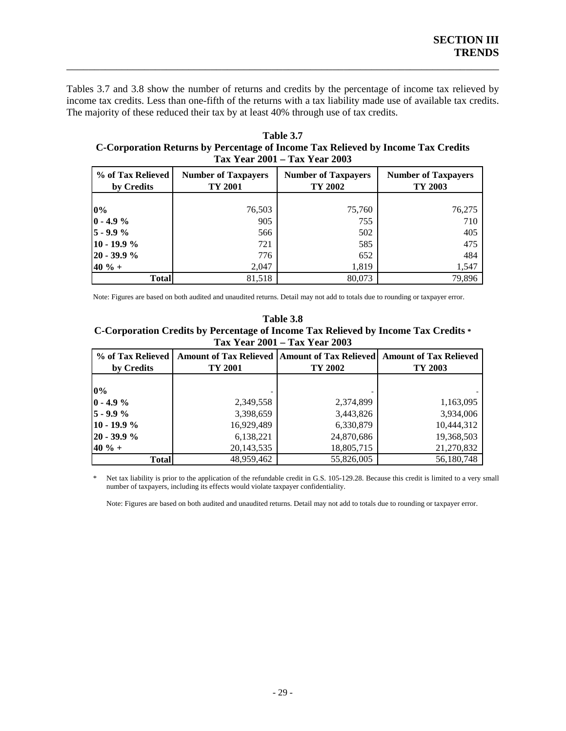Tables 3.7 and 3.8 show the number of returns and credits by the percentage of income tax relieved by income tax credits. Less than one-fifth of the returns with a tax liability made use of available tax credits. The majority of these reduced their tax by at least 40% through use of tax credits.

**Table 3.7**
**C-Corporation Returns by Percentage of Income Tax Relieved by Income Tax Credits**
**Tax Year 2001 – Tax Year 2003**

| % of Tax Relieved by Credits | Number of Taxpayers TY 2001 | Number of Taxpayers TY 2002 | Number of Taxpayers TY 2003 |
|---|---|---|---|
| 0% | 76,503 | 75,760 | 76,275 |
| 0 - 4.9 % | 905 | 755 | 710 |
| 5 - 9.9 % | 566 | 502 | 405 |
| 10 - 19.9 % | 721 | 585 | 475 |
| 20 - 39.9 % | 776 | 652 | 484 |
| 40 % + | 2,047 | 1,819 | 1,547 |
| **Total** | 81,518 | 80,073 | 79,896 |

Note: Figures are based on both audited and unaudited returns. Detail may not add to totals due to rounding or taxpayer error.

**Table 3.8**
**C-Corporation Credits by Percentage of Income Tax Relieved by Income Tax Credits ***
**Tax Year 2001 – Tax Year 2003**

| % of Tax Relieved by Credits | Amount of Tax Relieved TY 2001 | Amount of Tax Relieved TY 2002 | Amount of Tax Relieved TY 2003 |
|---|---|---|---|
| 0% | - | - | - |
| 0 - 4.9 % | 2,349,558 | 2,374,899 | 1,163,095 |
| 5 - 9.9 % | 3,398,659 | 3,443,826 | 3,934,006 |
| 10 - 19.9 % | 16,929,489 | 6,330,879 | 10,444,312 |
| 20 - 39.9 % | 6,138,221 | 24,870,686 | 19,368,503 |
| 40 % + | 20,143,535 | 18,805,715 | 21,270,832 |
| **Total** | 48,959,462 | 55,826,005 | 56,180,748 |

\* Net tax liability is prior to the application of the refundable credit in G.S. 105-129.28. Because this credit is limited to a very small number of taxpayers, including its effects would violate taxpayer confidentiality.

Note: Figures are based on both audited and unaudited returns. Detail may not add to totals due to rounding or taxpayer error.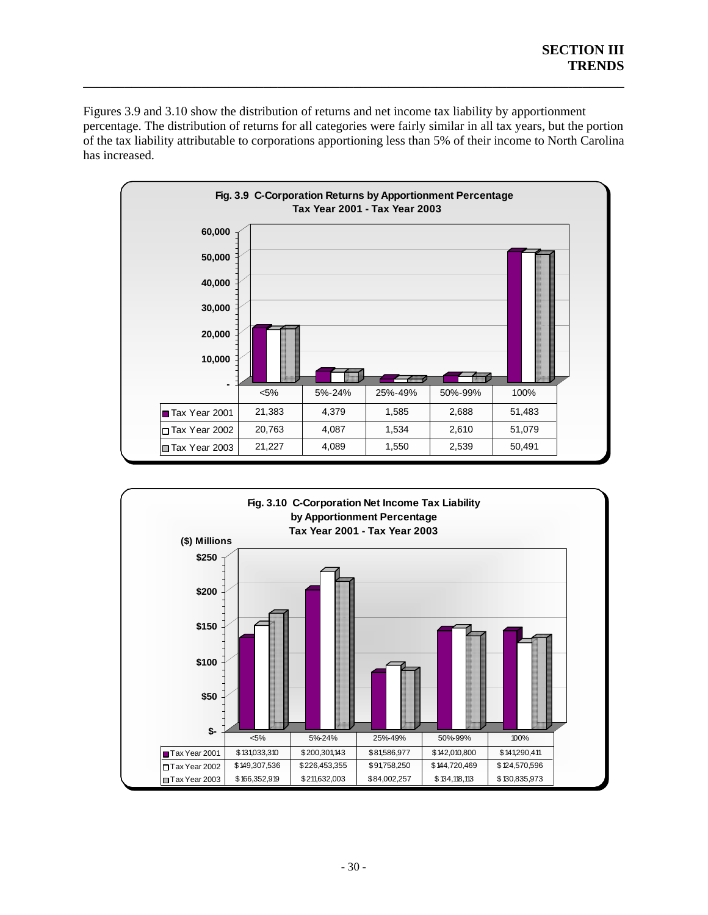Figures 3.9 and 3.10 show the distribution of returns and net income tax liability by apportionment percentage. The distribution of returns for all categories were fairly similar in all tax years, but the portion of the tax liability attributable to corporations apportioning less than 5% of their income to North Carolina has increased.

**Fig. 3.9 C-Corporation Returns by Apportionment Percentage**
**Tax Year 2001 - Tax Year 2003**

| | <5% | 5%-24% | 25%-49% | 50%-99% | 100% |
|---|---|---|---|---|---|
| Tax Year 2001 | 21,383 | 4,379 | 1,585 | 2,688 | 51,483 |
| Tax Year 2002 | 20,763 | 4,087 | 1,534 | 2,610 | 51,079 |
| Tax Year 2003 | 21,227 | 4,089 | 1,550 | 2,539 | 50,491 |

**Fig. 3.10 C-Corporation Net Income Tax Liability**
**by Apportionment Percentage**
**Tax Year 2001 - Tax Year 2003**

($) Millions

| | <5% | 5%-24% | 25%-49% | 50%-99% | 100% |
|---|---|---|---|---|---|
| Tax Year 2001 | $131,033,310 | $200,301,143 | $81,586,977 | $142,010,800 | $141,290,411 |
| Tax Year 2002 | $149,307,536 | $226,453,355 | $91,758,250 | $144,720,469 | $124,570,596 |
| Tax Year 2003 | $166,352,919 | $211,632,003 | $84,002,257 | $134,118,113 | $130,835,973 |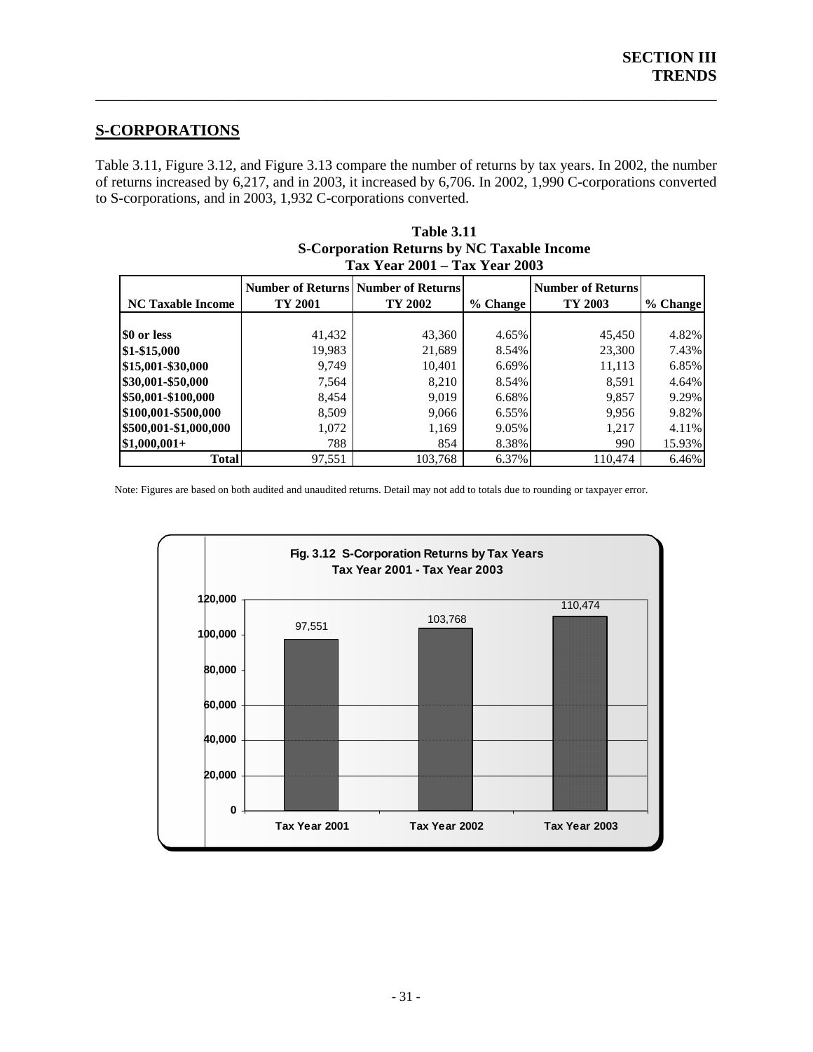## S-CORPORATIONS

Table 3.11, Figure 3.12, and Figure 3.13 compare the number of returns by tax years. In 2002, the number of returns increased by 6,217, and in 2003, it increased by 6,706. In 2002, 1,990 C-corporations converted to S-corporations, and in 2003, 1,932 C-corporations converted.

**Table 3.11**
**S-Corporation Returns by NC Taxable Income**
**Tax Year 2001 – Tax Year 2003**

| NC Taxable Income | Number of Returns TY 2001 | Number of Returns TY 2002 | % Change | Number of Returns TY 2003 | % Change |
|---|---|---|---|---|---|
| $0 or less | 41,432 | 43,360 | 4.65% | 45,450 | 4.82% |
| $1-$15,000 | 19,983 | 21,689 | 8.54% | 23,300 | 7.43% |
| $15,001-$30,000 | 9,749 | 10,401 | 6.69% | 11,113 | 6.85% |
| $30,001-$50,000 | 7,564 | 8,210 | 8.54% | 8,591 | 4.64% |
| $50,001-$100,000 | 8,454 | 9,019 | 6.68% | 9,857 | 9.29% |
| $100,001-$500,000 | 8,509 | 9,066 | 6.55% | 9,956 | 9.82% |
| $500,001-$1,000,000 | 1,072 | 1,169 | 9.05% | 1,217 | 4.11% |
| $1,000,001+ | 788 | 854 | 8.38% | 990 | 15.93% |
| **Total** | 97,551 | 103,768 | 6.37% | 110,474 | 6.46% |

Note: Figures are based on both audited and unaudited returns. Detail may not add to totals due to rounding or taxpayer error.

**Fig. 3.12 S-Corporation Returns by Tax Years**
**Tax Year 2001 - Tax Year 2003**

| Tax Year | Returns |
|---|---|
| Tax Year 2001 | 97,551 |
| Tax Year 2002 | 103,768 |
| Tax Year 2003 | 110,474 |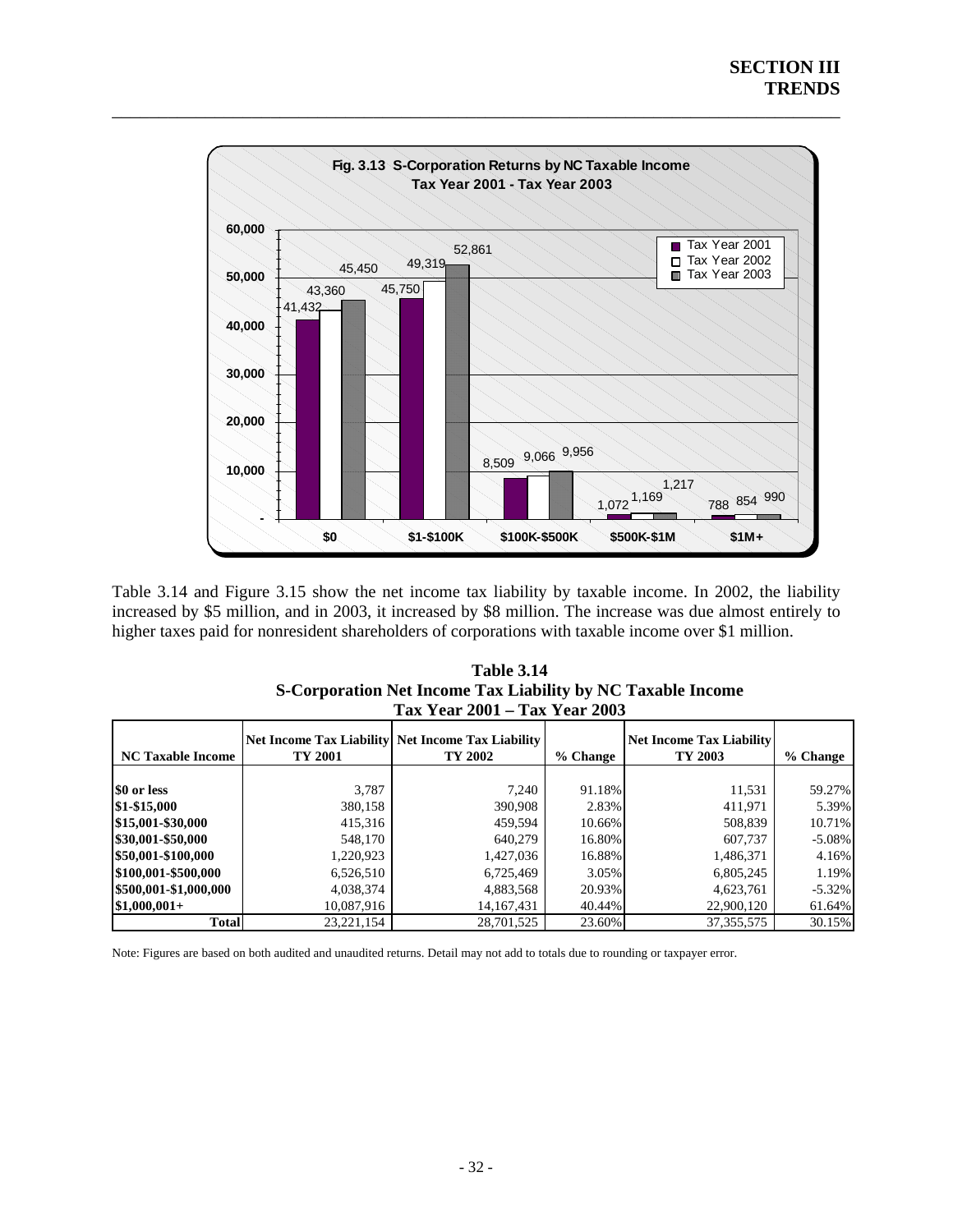**SECTION III**
**TRENDS**

**Fig. 3.13 S-Corporation Returns by NC Taxable Income**
**Tax Year 2001 - Tax Year 2003**

| | $0 | $1-$100K | $100K-$500K | $500K-$1M | $1M+ |
|---|---|---|---|---|---|
| Tax Year 2001 | 41,432 | 45,750 | 8,509 | 1,072 | 788 |
| Tax Year 2002 | 43,360 | 49,319 | 9,066 | 1,169 | 854 |
| Tax Year 2003 | 45,450 | 52,861 | 9,956 | 1,217 | 990 |

Table 3.14 and Figure 3.15 show the net income tax liability by taxable income. In 2002, the liability increased by $5 million, and in 2003, it increased by $8 million. The increase was due almost entirely to higher taxes paid for nonresident shareholders of corporations with taxable income over $1 million.

**Table 3.14**
**S-Corporation Net Income Tax Liability by NC Taxable Income**
**Tax Year 2001 – Tax Year 2003**

| NC Taxable Income | Net Income Tax Liability TY 2001 | Net Income Tax Liability TY 2002 | % Change | Net Income Tax Liability TY 2003 | % Change |
|---|---|---|---|---|---|
| $0 or less | 3,787 | 7,240 | 91.18% | 11,531 | 59.27% |
| $1-$15,000 | 380,158 | 390,908 | 2.83% | 411,971 | 5.39% |
| $15,001-$30,000 | 415,316 | 459,594 | 10.66% | 508,839 | 10.71% |
| $30,001-$50,000 | 548,170 | 640,279 | 16.80% | 607,737 | -5.08% |
| $50,001-$100,000 | 1,220,923 | 1,427,036 | 16.88% | 1,486,371 | 4.16% |
| $100,001-$500,000 | 6,526,510 | 6,725,469 | 3.05% | 6,805,245 | 1.19% |
| $500,001-$1,000,000 | 4,038,374 | 4,883,568 | 20.93% | 4,623,761 | -5.32% |
| $1,000,001+ | 10,087,916 | 14,167,431 | 40.44% | 22,900,120 | 61.64% |
| **Total** | 23,221,154 | 28,701,525 | 23.60% | 37,355,575 | 30.15% |

Note: Figures are based on both audited and unaudited returns. Detail may not add to totals due to rounding or taxpayer error.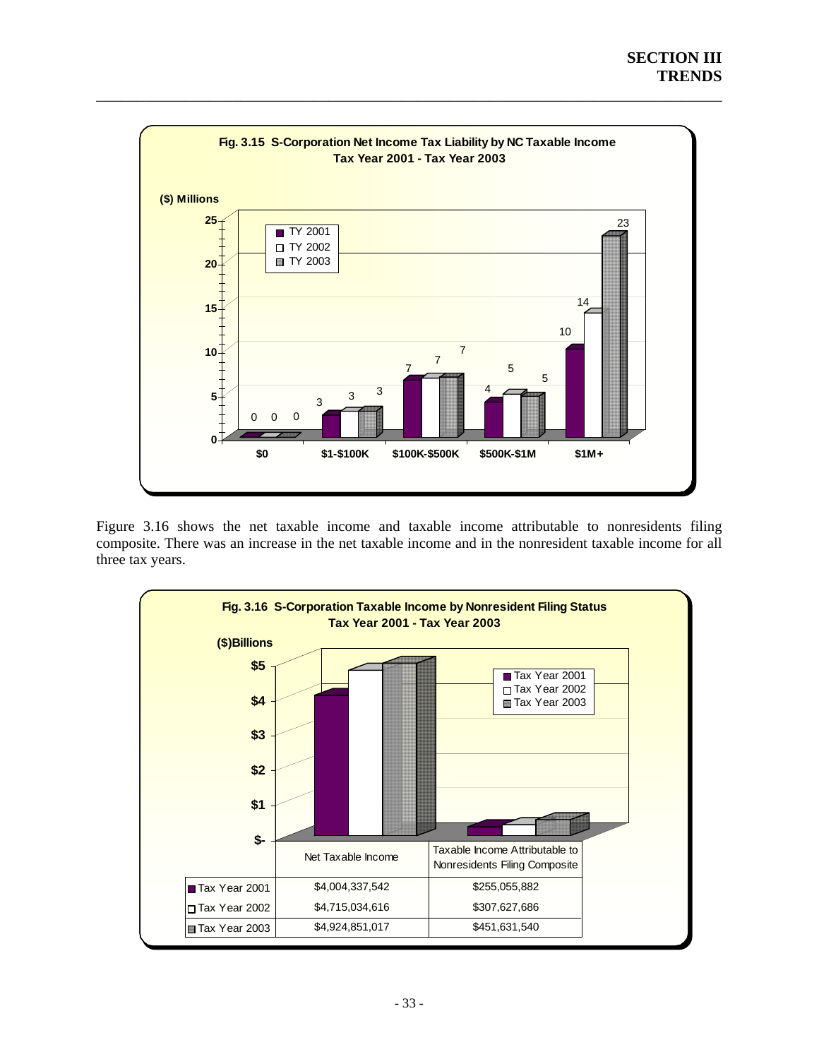**Fig. 3.15 S-Corporation Net Income Tax Liability by NC Taxable Income**
**Tax Year 2001 - Tax Year 2003**

($) Millions

| NC Taxable Income | TY 2001 | TY 2002 | TY 2003 |
|---|---|---|---|
| $0 | 0 | 0 | 0 |
| $1-$100K | 3 | 3 | 3 |
| $100K-$500K | 7 | 7 | 7 |
| $500K-$1M | 4 | 5 | 5 |
| $1M+ | 10 | 14 | 23 |

Figure 3.16 shows the net taxable income and taxable income attributable to nonresidents filing composite. There was an increase in the net taxable income and in the nonresident taxable income for all three tax years.

**Fig. 3.16 S-Corporation Taxable Income by Nonresident Filing Status**
**Tax Year 2001 - Tax Year 2003**

($)Billions

| | Net Taxable Income | Taxable Income Attributable to Nonresidents Filing Composite |
|---|---|---|
| Tax Year 2001 | $4,004,337,542 | $255,055,882 |
| Tax Year 2002 | $4,715,034,616 | $307,627,686 |
| Tax Year 2003 | $4,924,851,017 | $451,631,540 |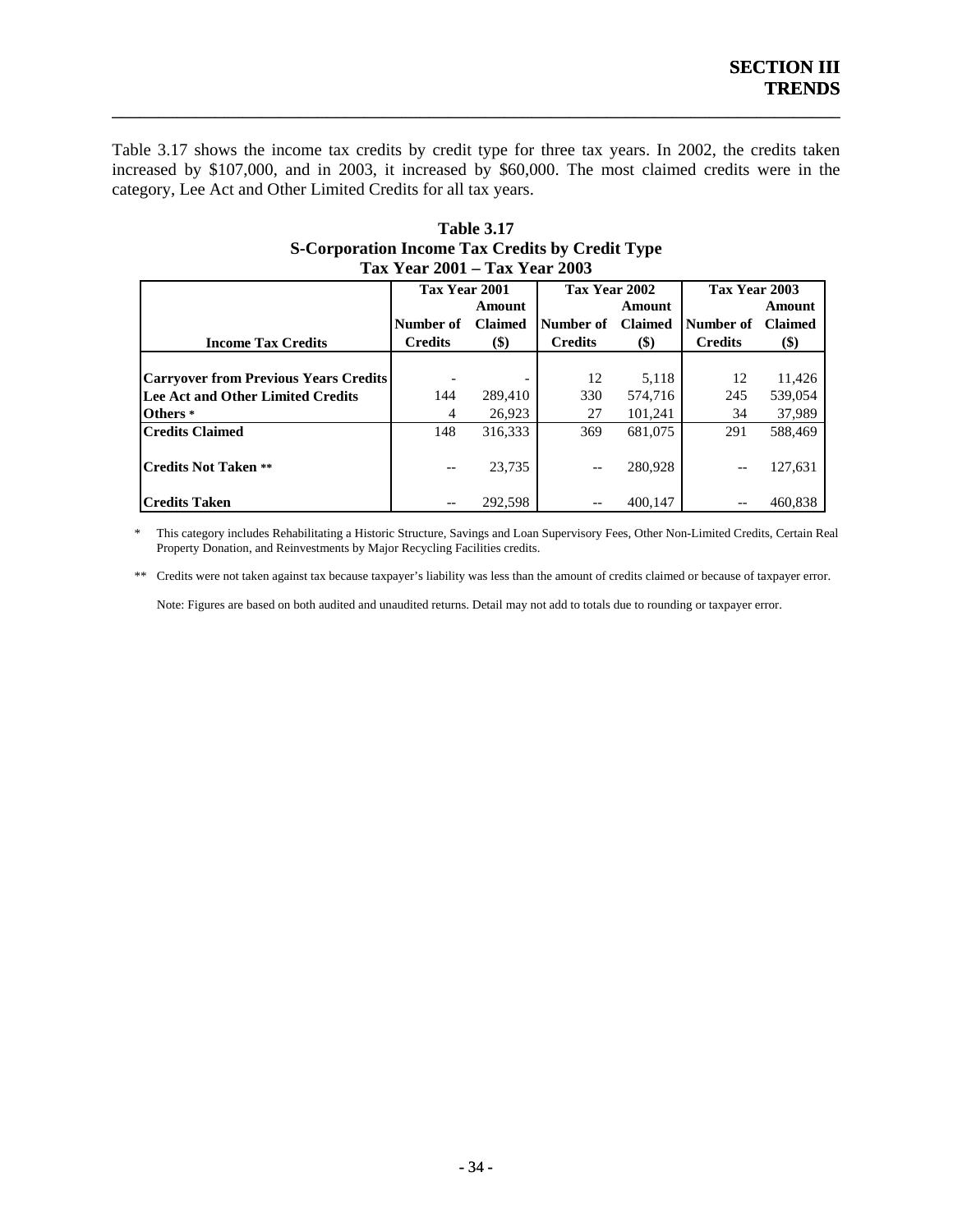Table 3.17 shows the income tax credits by credit type for three tax years. In 2002, the credits taken increased by $107,000, and in 2003, it increased by $60,000. The most claimed credits were in the category, Lee Act and Other Limited Credits for all tax years.

**Table 3.17**
**S-Corporation Income Tax Credits by Credit Type**
**Tax Year 2001 – Tax Year 2003**

| | Tax Year 2001 | | Tax Year 2002 | | Tax Year 2003 | |
|---|---|---|---|---|---|---|
| **Income Tax Credits** | **Number of Credits** | **Amount Claimed ($)** | **Number of Credits** | **Amount Claimed ($)** | **Number of Credits** | **Amount Claimed ($)** |
| **Carryover from Previous Years Credits** | - | - | 12 | 5,118 | 12 | 11,426 |
| **Lee Act and Other Limited Credits** | 144 | 289,410 | 330 | 574,716 | 245 | 539,054 |
| **Others** * | 4 | 26,923 | 27 | 101,241 | 34 | 37,989 |
| **Credits Claimed** | 148 | 316,333 | 369 | 681,075 | 291 | 588,469 |
| **Credits Not Taken** ** | -- | 23,735 | -- | 280,928 | -- | 127,631 |
| **Credits Taken** | -- | 292,598 | -- | 400,147 | -- | 460,838 |

\* This category includes Rehabilitating a Historic Structure, Savings and Loan Supervisory Fees, Other Non-Limited Credits, Certain Real Property Donation, and Reinvestments by Major Recycling Facilities credits.

\*\* Credits were not taken against tax because taxpayer's liability was less than the amount of credits claimed or because of taxpayer error.

Note: Figures are based on both audited and unaudited returns. Detail may not add to totals due to rounding or taxpayer error.